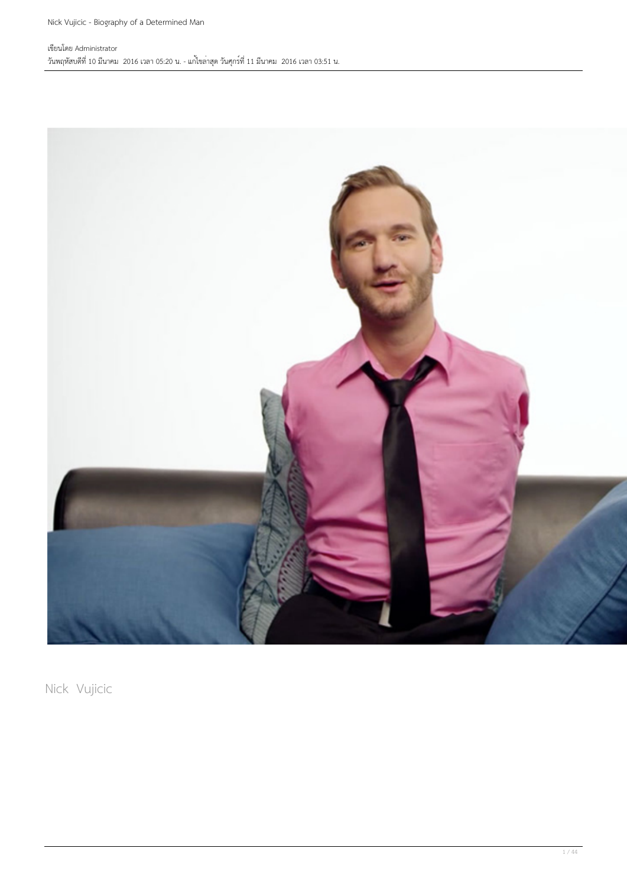เขียนโดย Administrator
วันพฤหัสบดีที่ 10 มีนาคม 2016 เวลา 05:20 น. - แก้ไขล่าสุด วันศุกร์ที่ 11 มีนาคม 2016 เวลา 03:51 น.

Nick Vujicic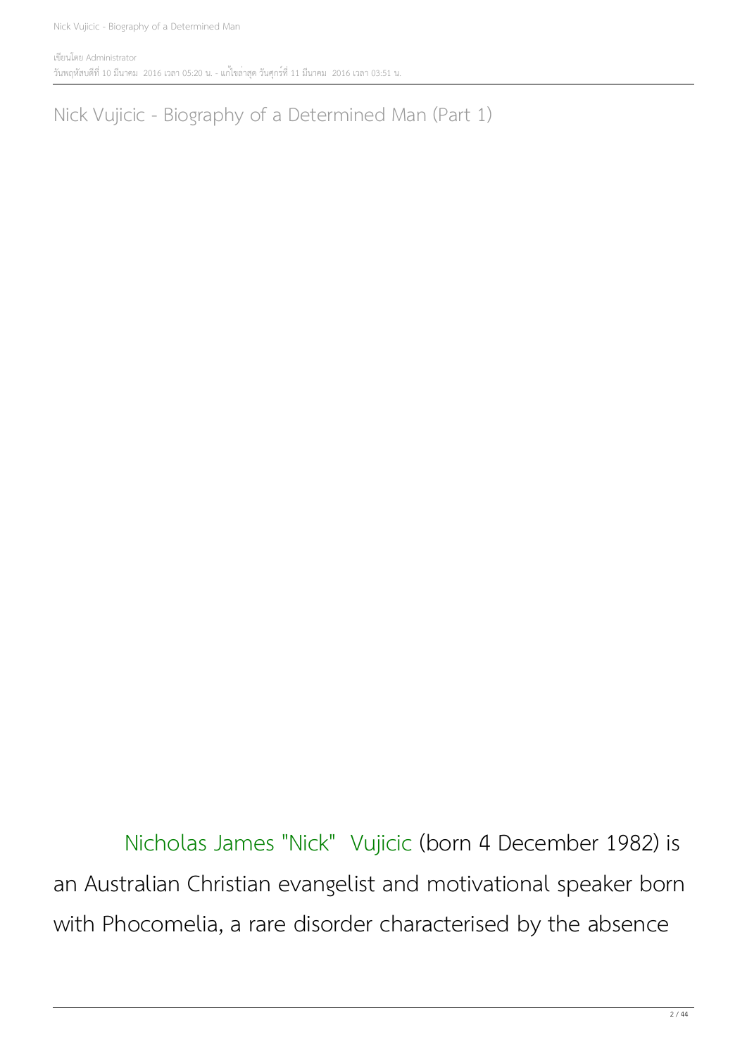# Nick Vujicic - Biography of a Determined Man (Part 1)

Nicholas James "Nick" Vujicic (born 4 December 1982) is an Australian Christian evangelist and motivational speaker born with Phocomelia, a rare disorder characterised by the absence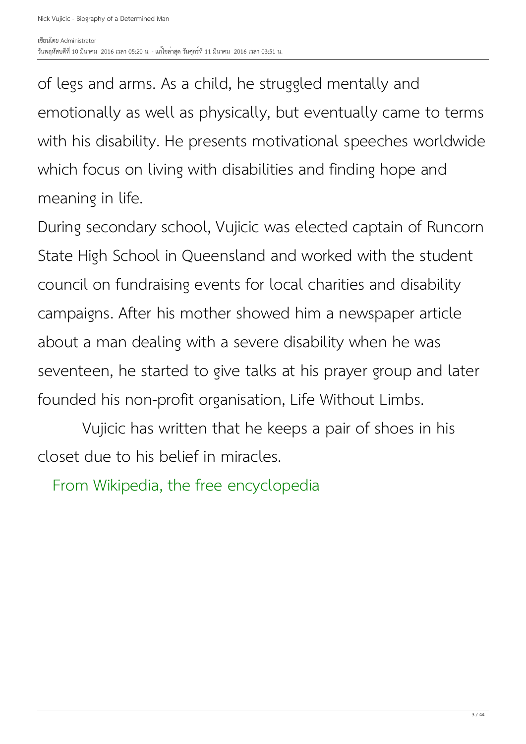of legs and arms. As a child, he struggled mentally and emotionally as well as physically, but eventually came to terms with his disability. He presents motivational speeches worldwide which focus on living with disabilities and finding hope and meaning in life.

During secondary school, Vujicic was elected captain of Runcorn State High School in Queensland and worked with the student council on fundraising events for local charities and disability campaigns. After his mother showed him a newspaper article about a man dealing with a severe disability when he was seventeen, he started to give talks at his prayer group and later founded his non-profit organisation, Life Without Limbs.

Vujicic has written that he keeps a pair of shoes in his closet due to his belief in miracles.

From Wikipedia, the free encyclopedia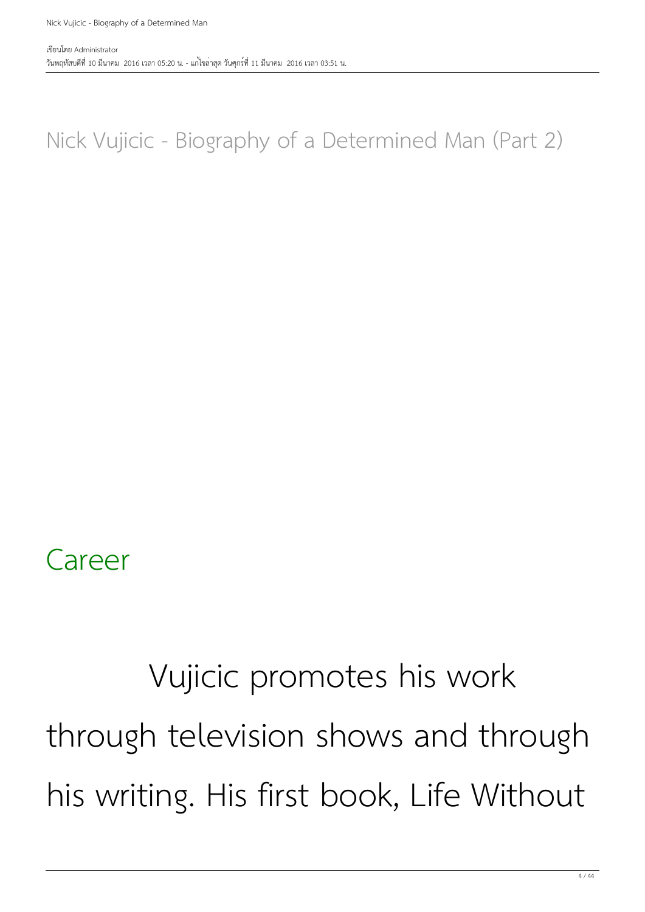# Nick Vujicic - Biography of a Determined Man (Part 2)

## Career

Vujicic promotes his work through television shows and through his writing. His first book, Life Without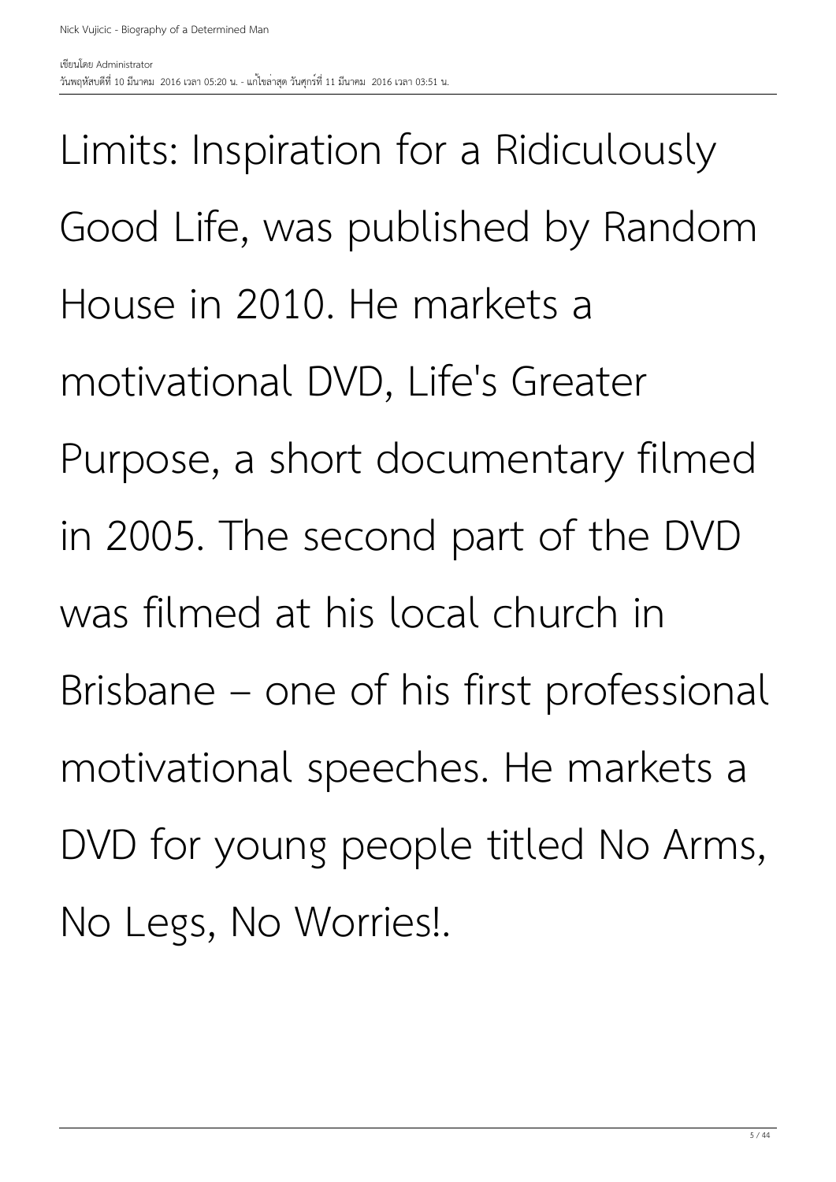Limits: Inspiration for a Ridiculously Good Life, was published by Random House in 2010. He markets a motivational DVD, Life's Greater Purpose, a short documentary filmed in 2005. The second part of the DVD was filmed at his local church in Brisbane – one of his first professional motivational speeches. He markets a DVD for young people titled No Arms, No Legs, No Worries!.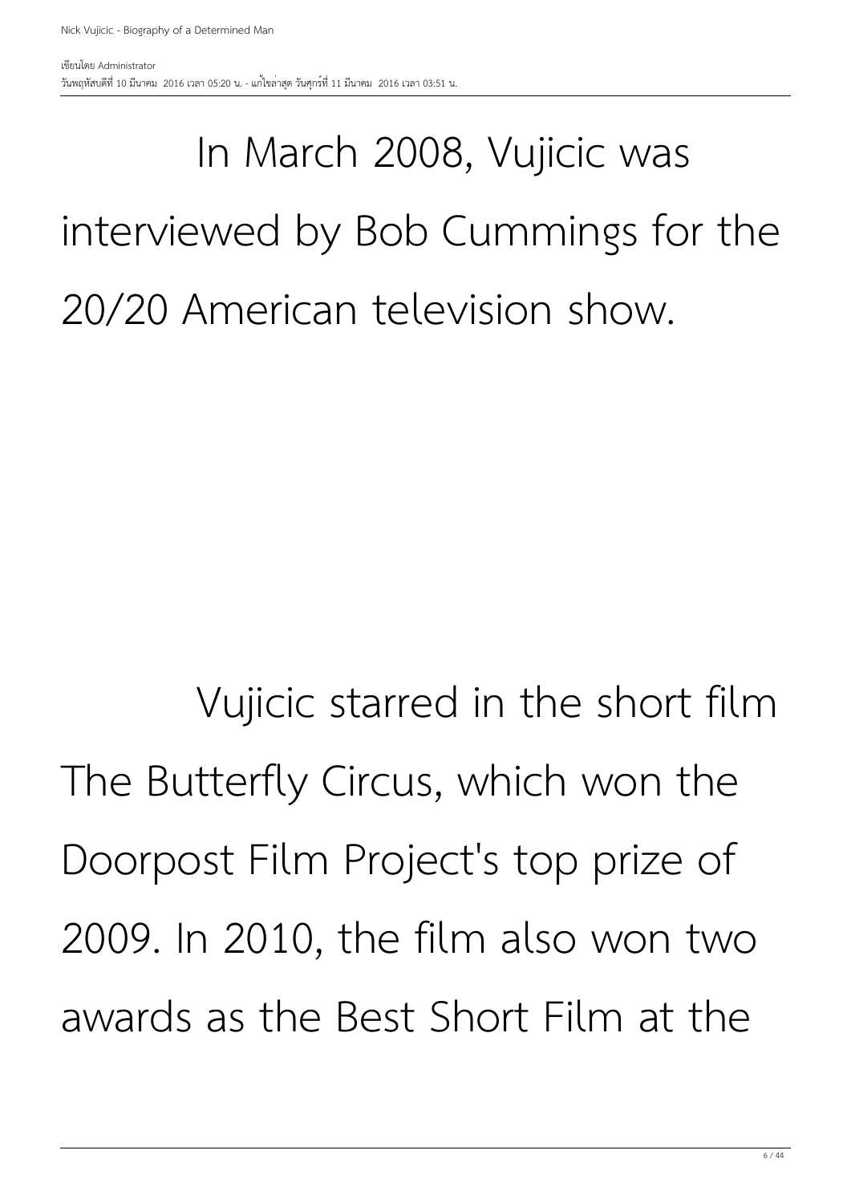In March 2008, Vujicic was interviewed by Bob Cummings for the 20/20 American television show.

Vujicic starred in the short film The Butterfly Circus, which won the Doorpost Film Project's top prize of 2009. In 2010, the film also won two awards as the Best Short Film at the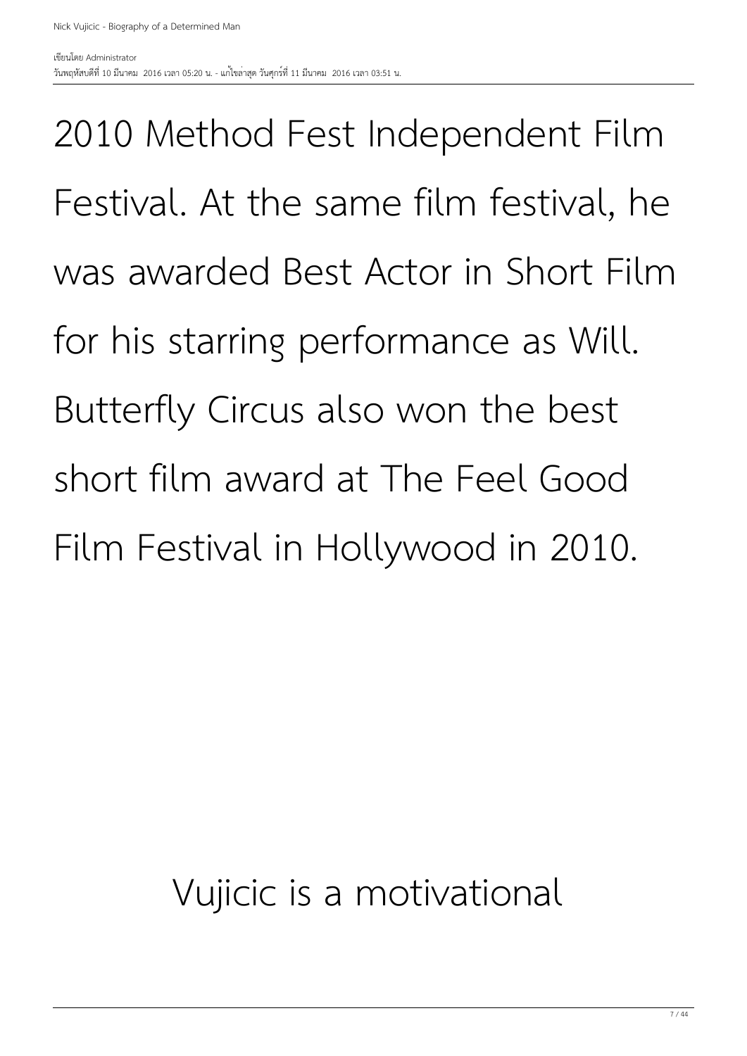2010 Method Fest Independent Film Festival. At the same film festival, he was awarded Best Actor in Short Film for his starring performance as Will. Butterfly Circus also won the best short film award at The Feel Good Film Festival in Hollywood in 2010.

Vujicic is a motivational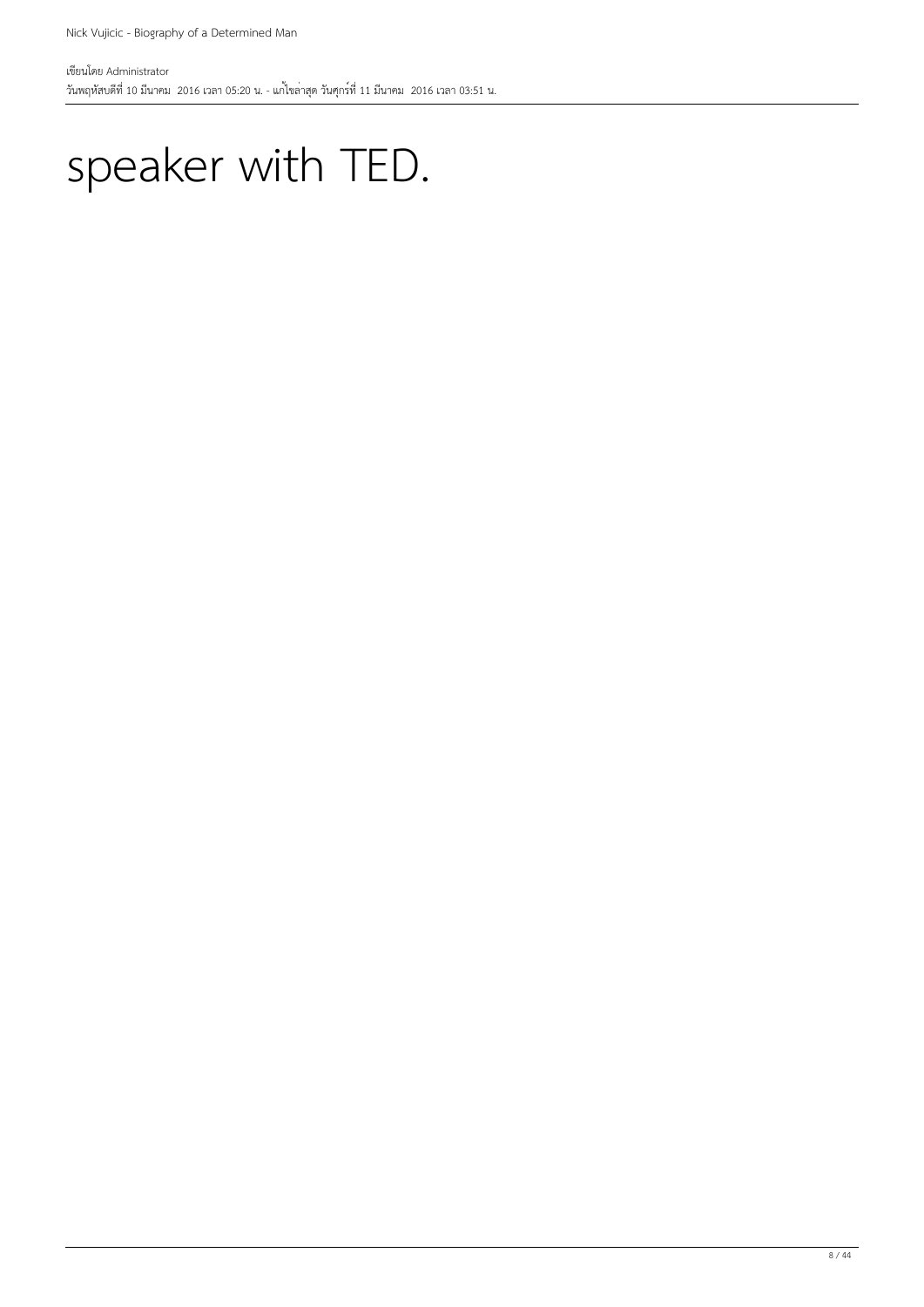speaker with TED.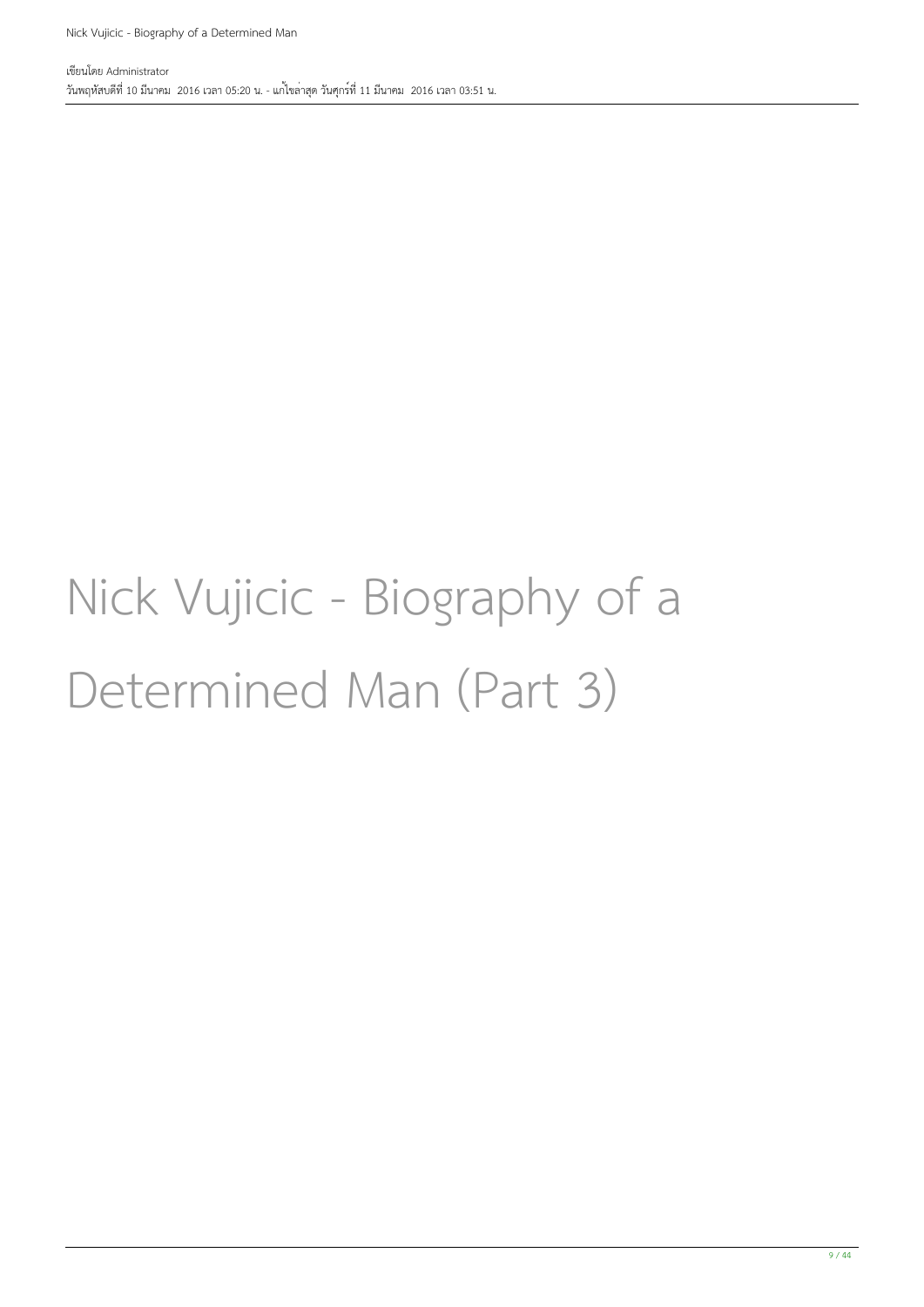# Nick Vujicic - Biography of a Determined Man (Part 3)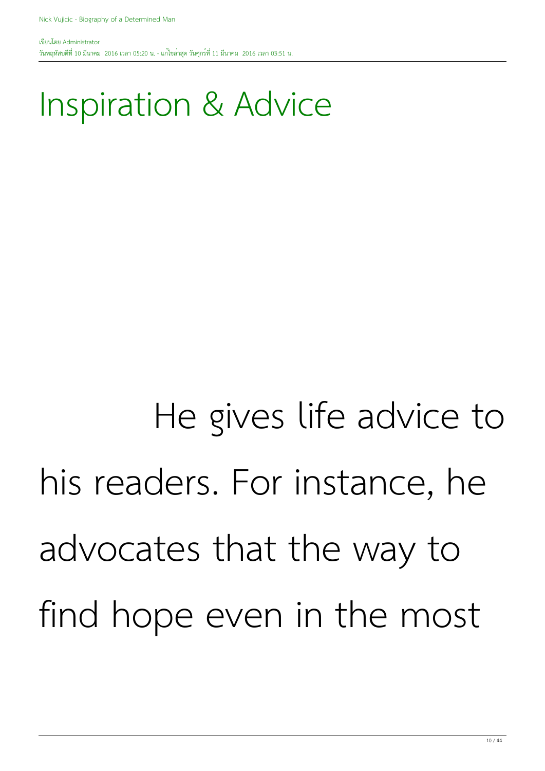# Inspiration & Advice

He gives life advice to his readers. For instance, he advocates that the way to find hope even in the most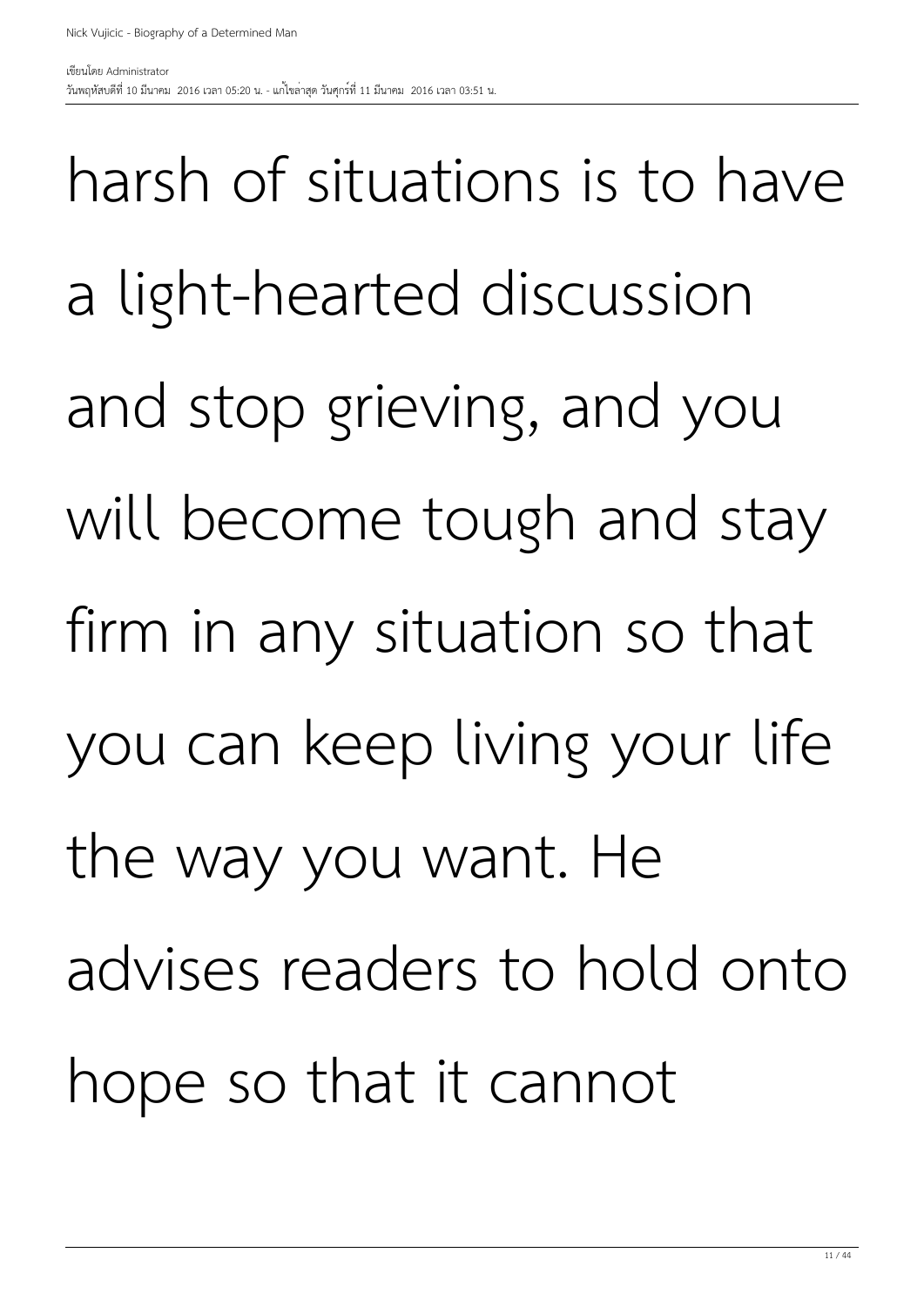harsh of situations is to have a light-hearted discussion and stop grieving, and you will become tough and stay firm in any situation so that you can keep living your life the way you want. He advises readers to hold onto hope so that it cannot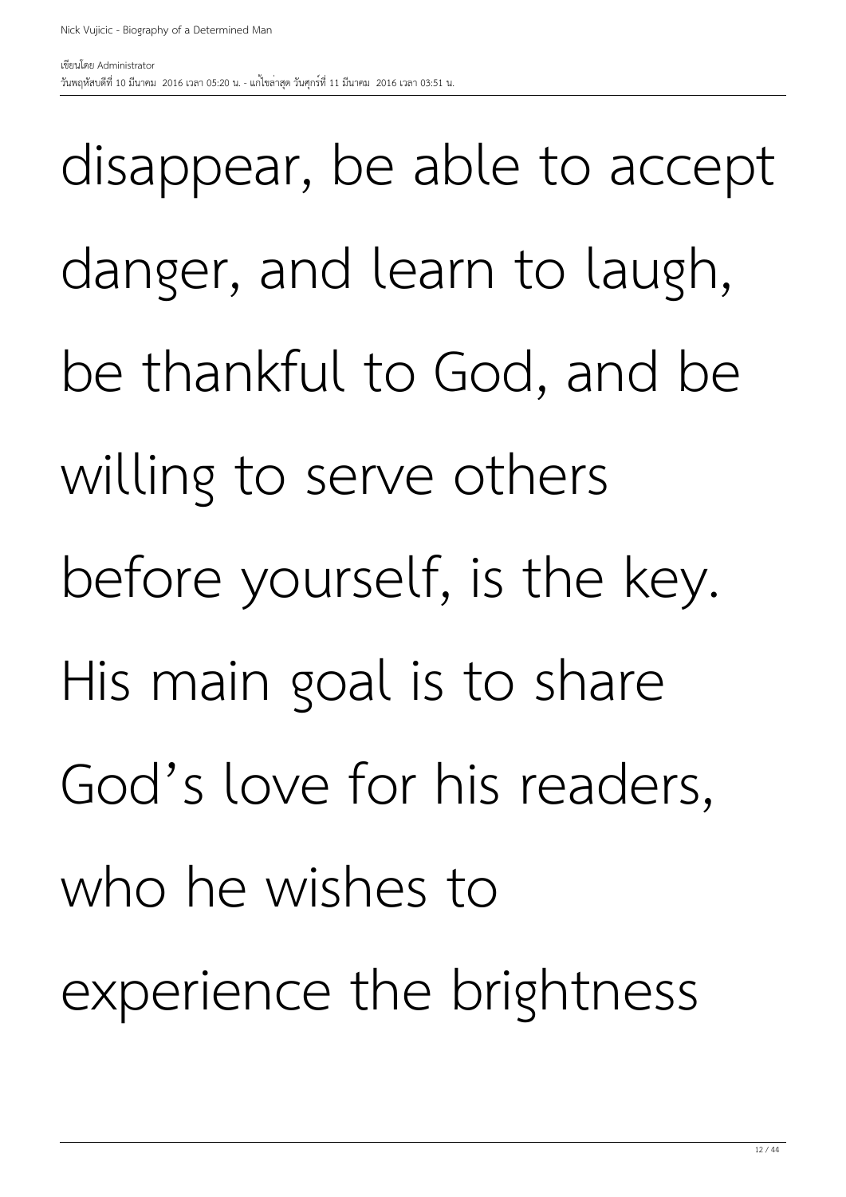disappear, be able to accept danger, and learn to laugh, be thankful to God, and be willing to serve others before yourself, is the key. His main goal is to share God's love for his readers, who he wishes to experience the brightness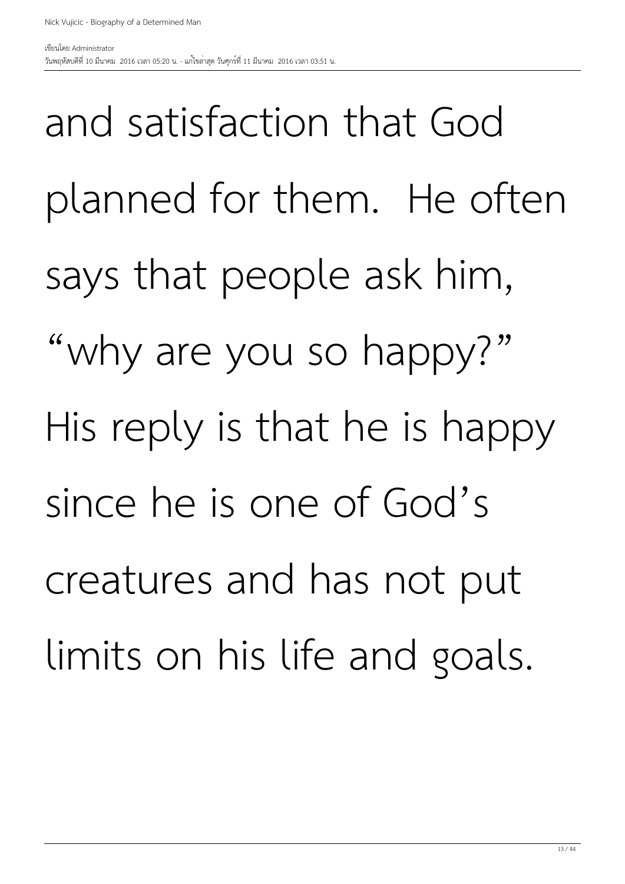and satisfaction that God planned for them.  He often says that people ask him, "why are you so happy?" His reply is that he is happy since he is one of God's creatures and has not put limits on his life and goals.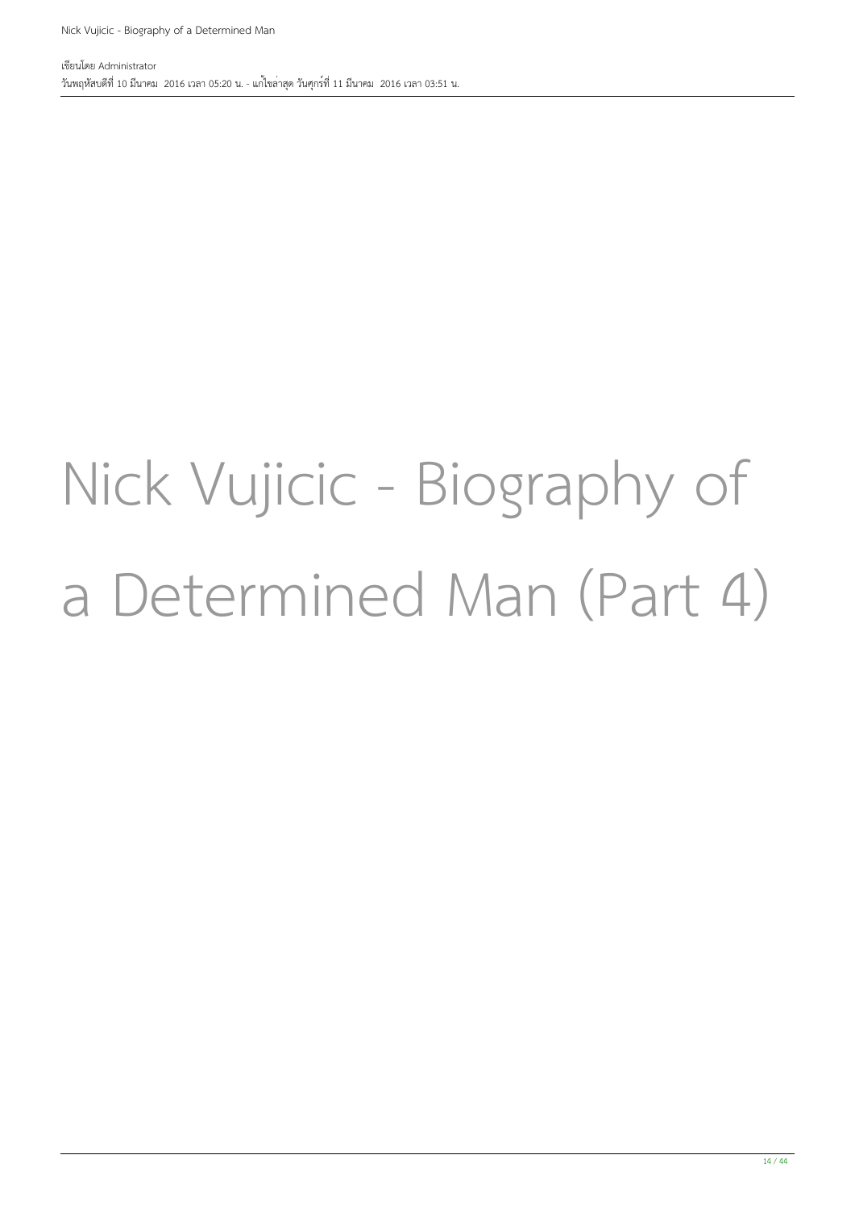# Nick Vujicic - Biography of a Determined Man (Part 4)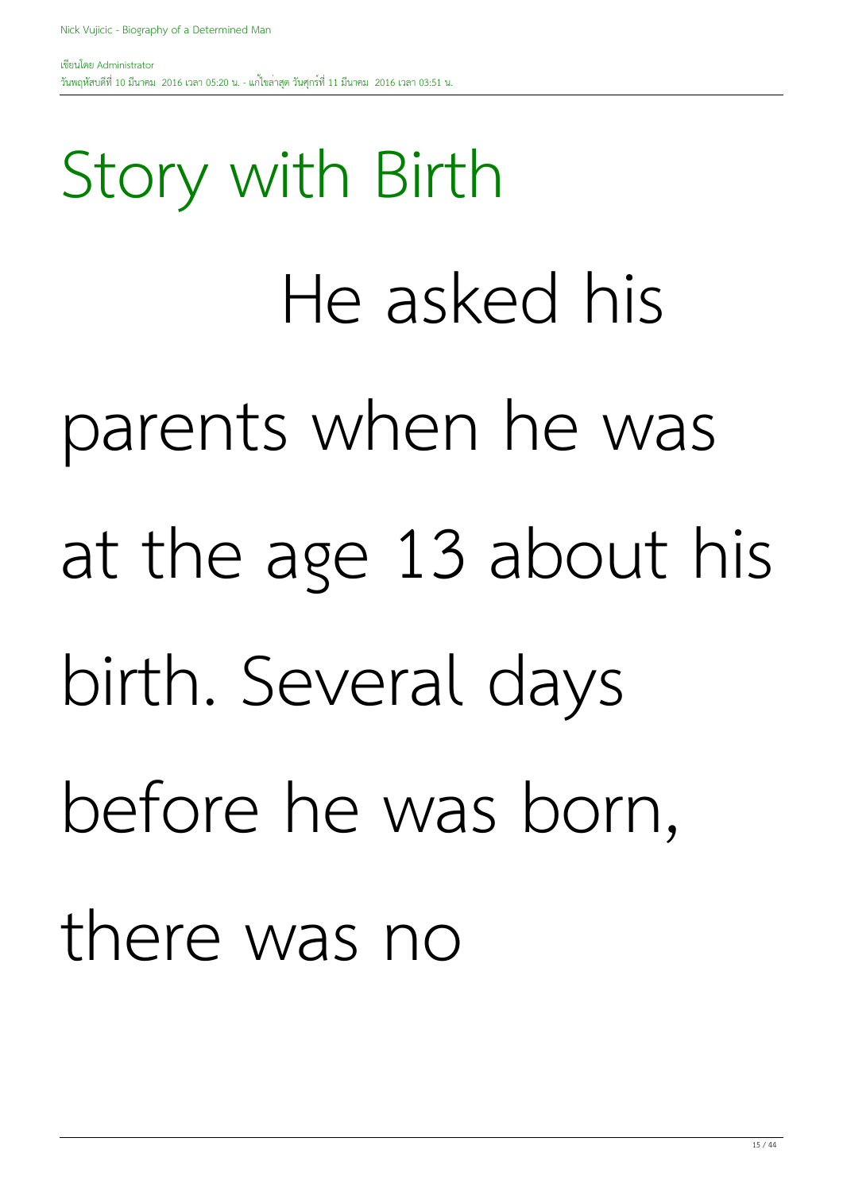## Story with Birth

He asked his parents when he was at the age 13 about his birth. Several days before he was born, there was no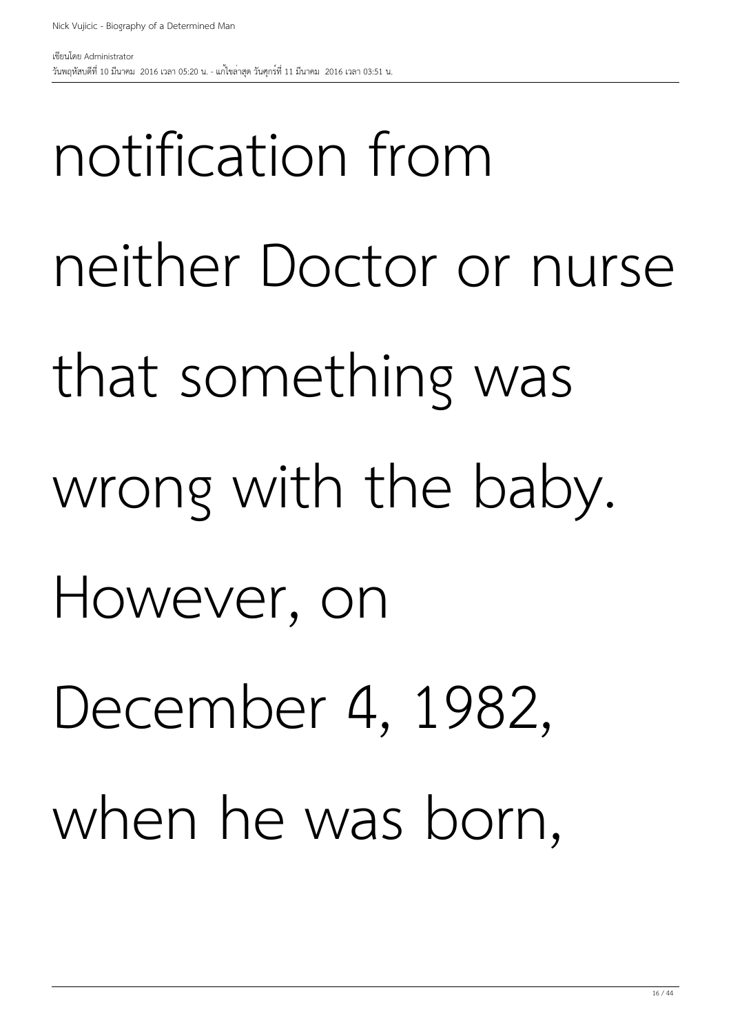notification from neither Doctor or nurse that something was wrong with the baby. However, on December 4, 1982, when he was born,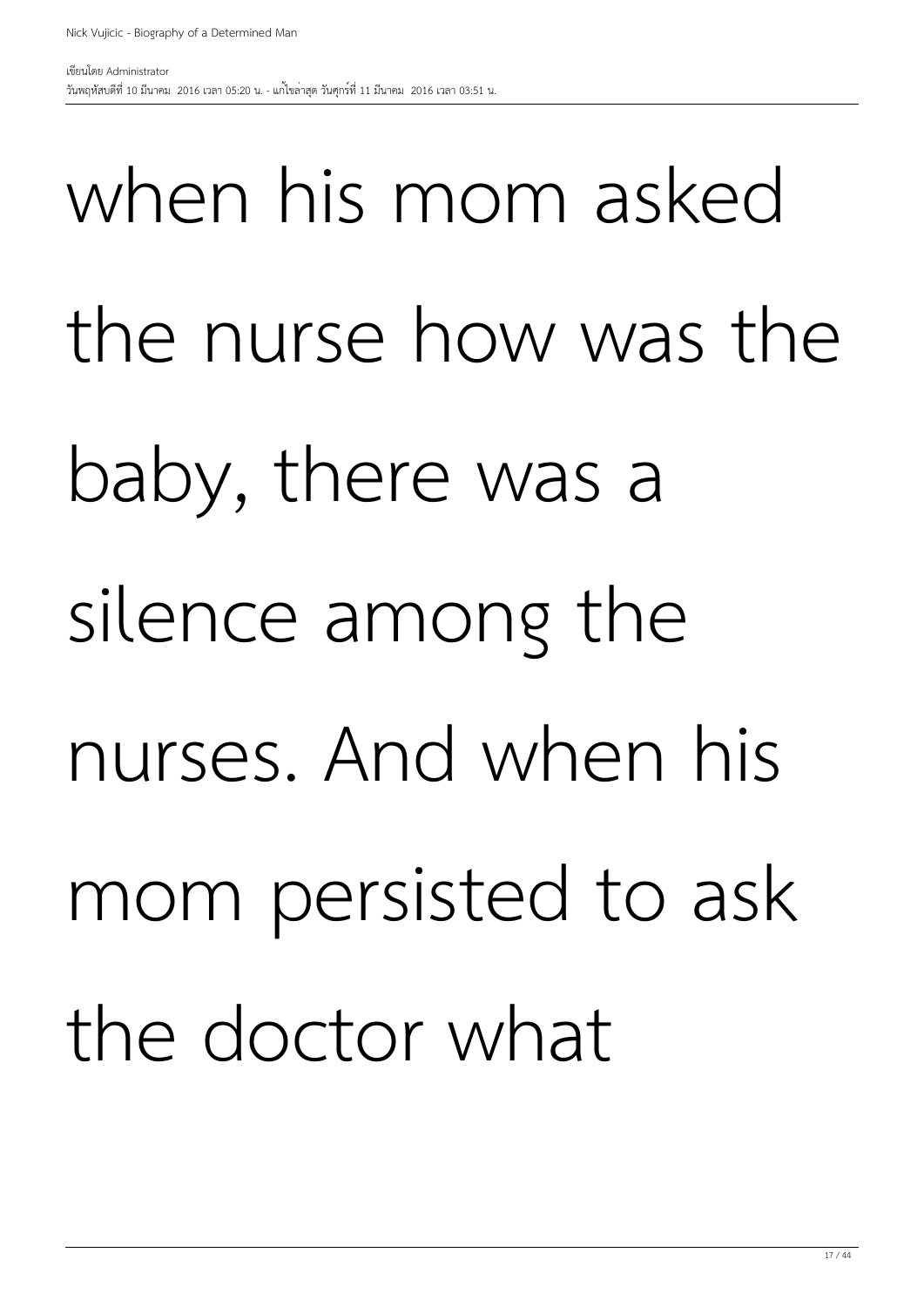when his mom asked the nurse how was the baby, there was a silence among the nurses. And when his mom persisted to ask the doctor what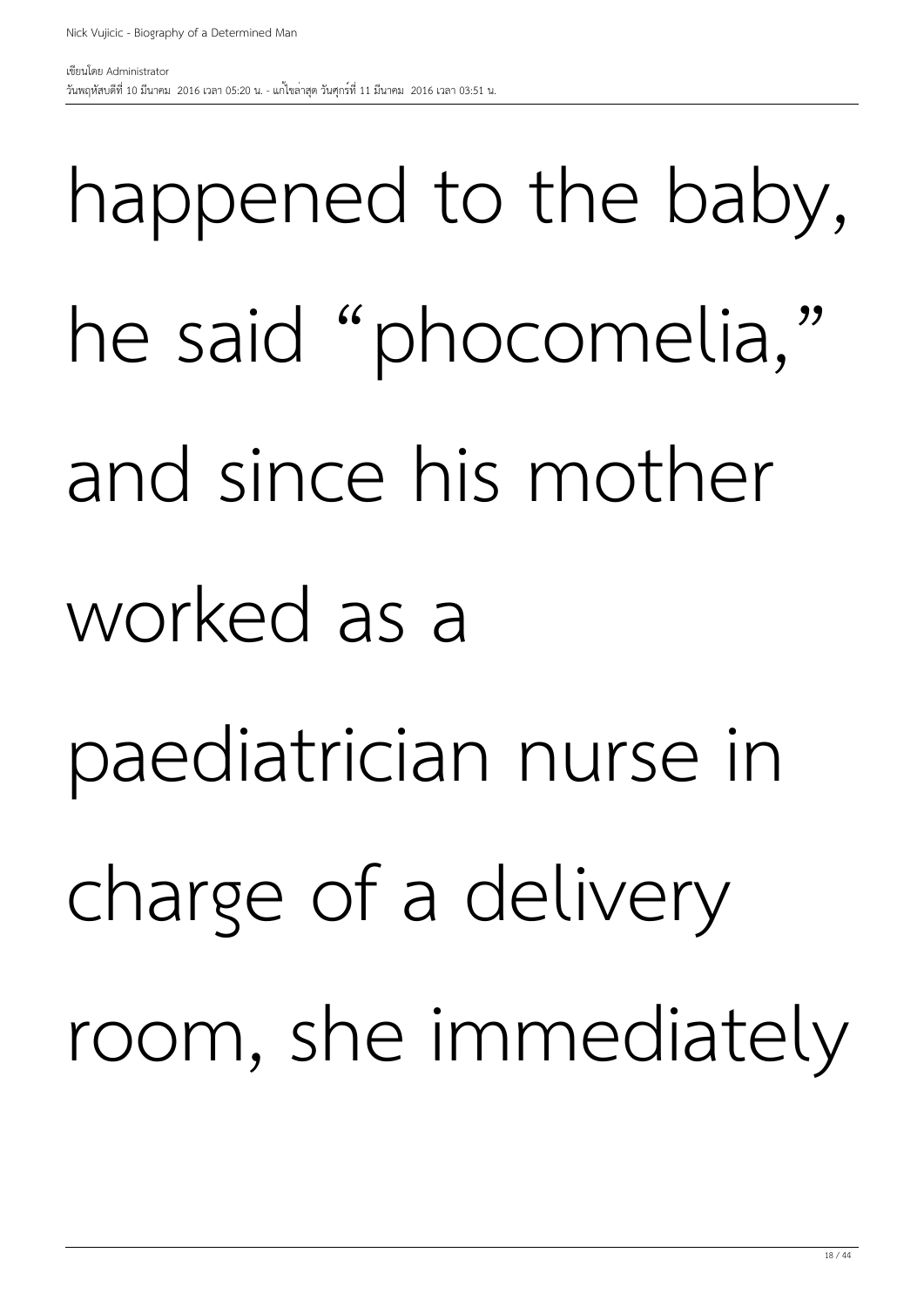happened to the baby, he said “phocomelia,” and since his mother worked as a paediatrician nurse in charge of a delivery room, she immediately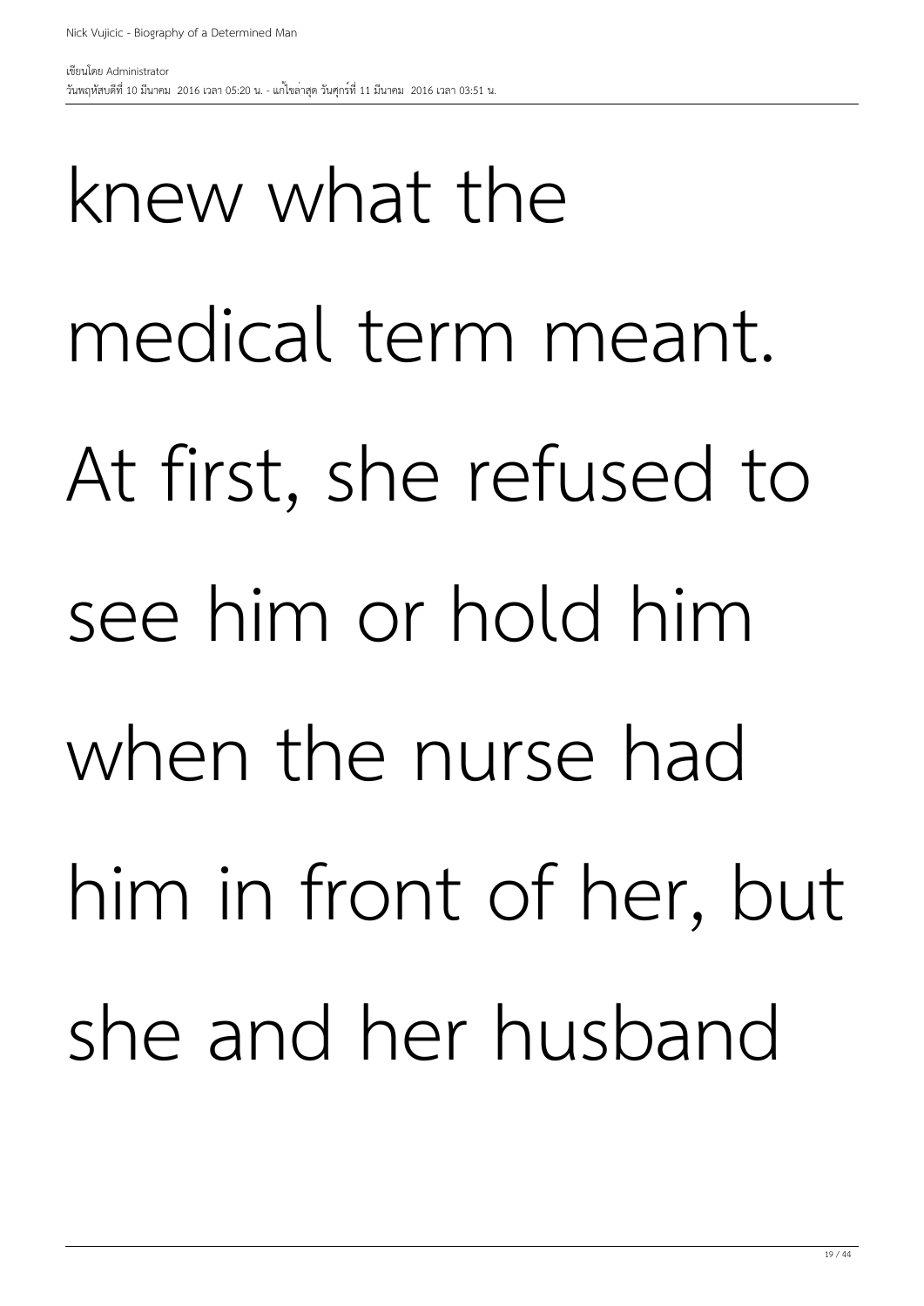knew what the medical term meant. At first, she refused to see him or hold him when the nurse had him in front of her, but she and her husband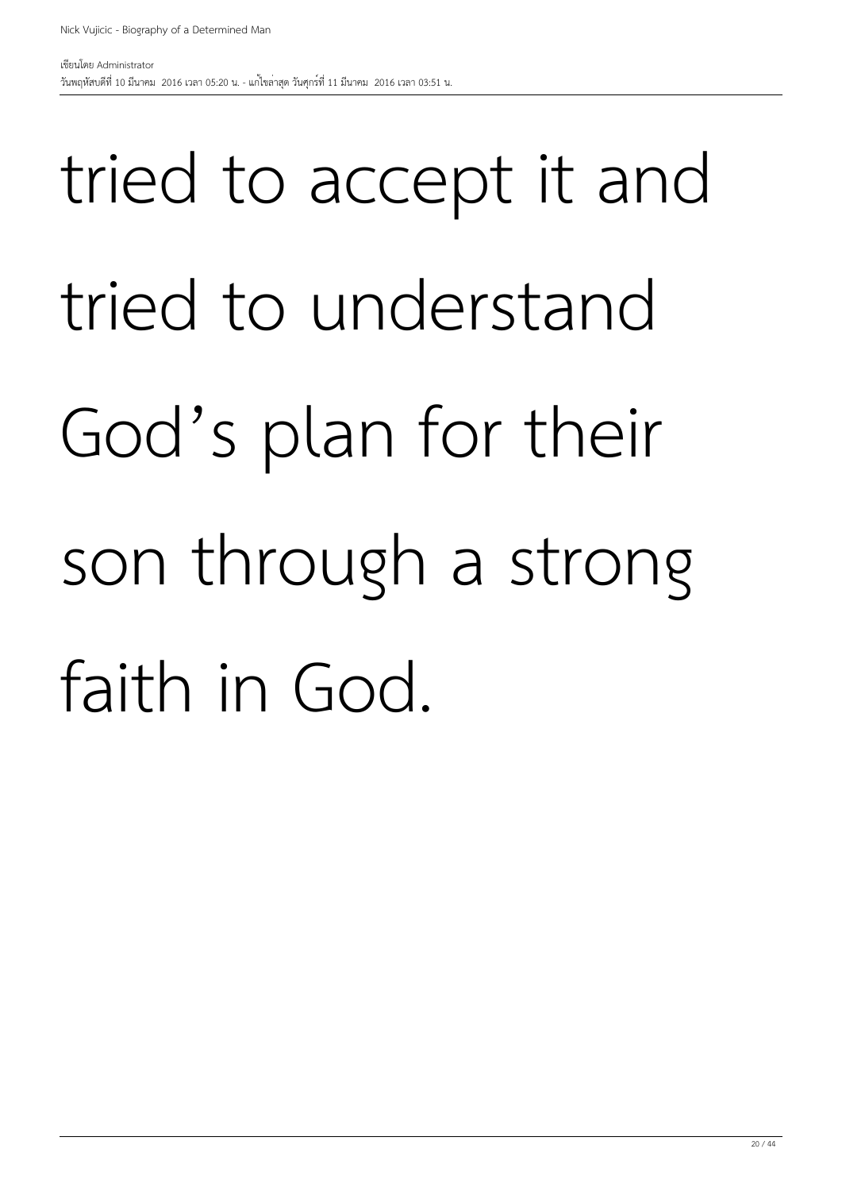tried to accept it and tried to understand God’s plan for their son through a strong faith in God.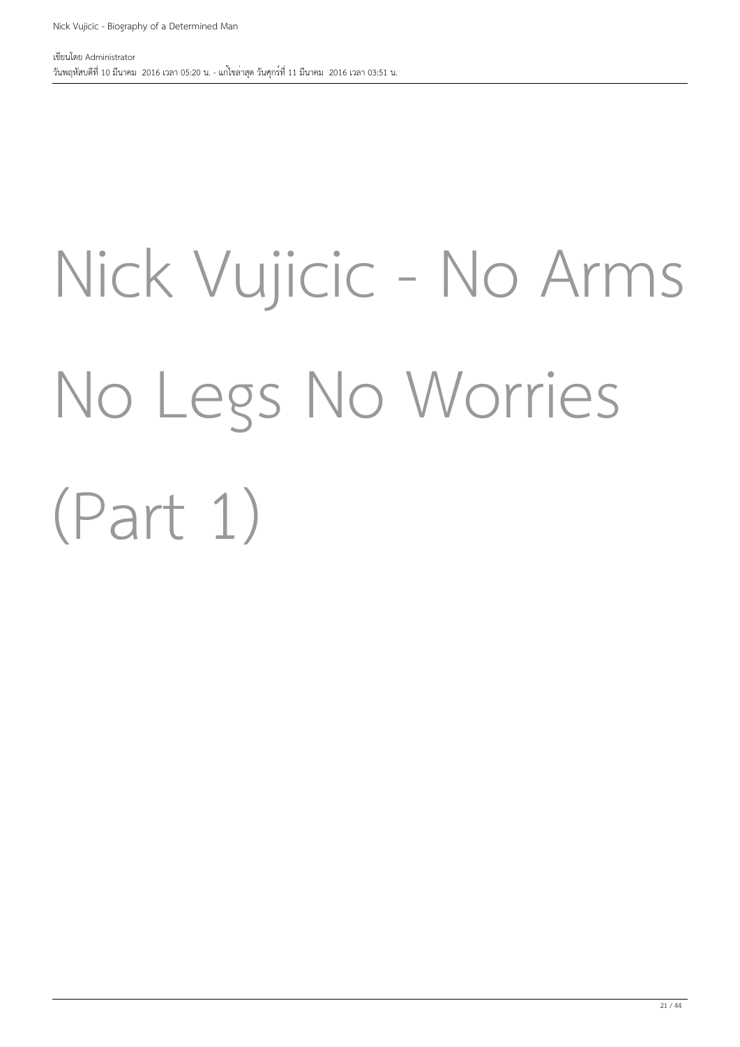# Nick Vujicic - No Arms No Legs No Worries (Part 1)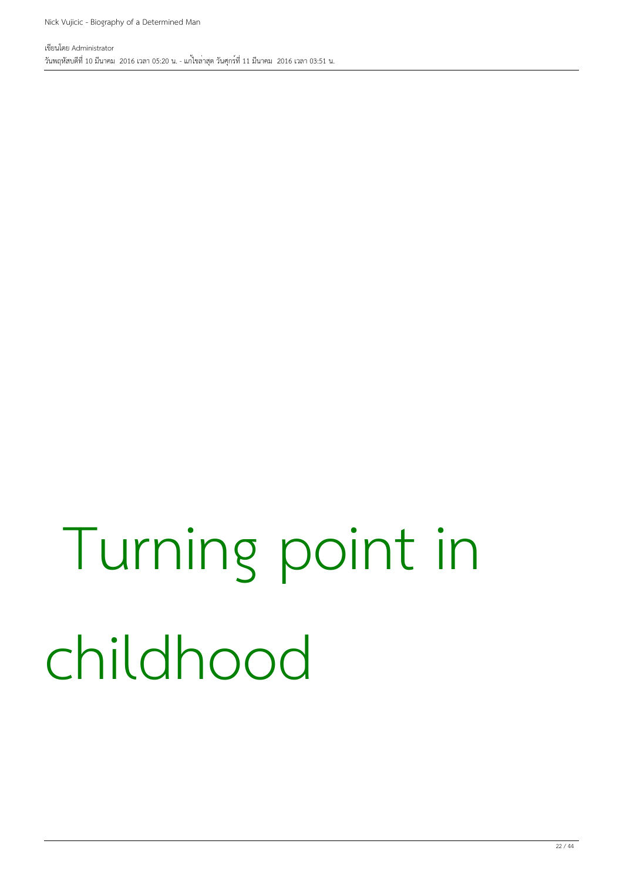# Turning point in childhood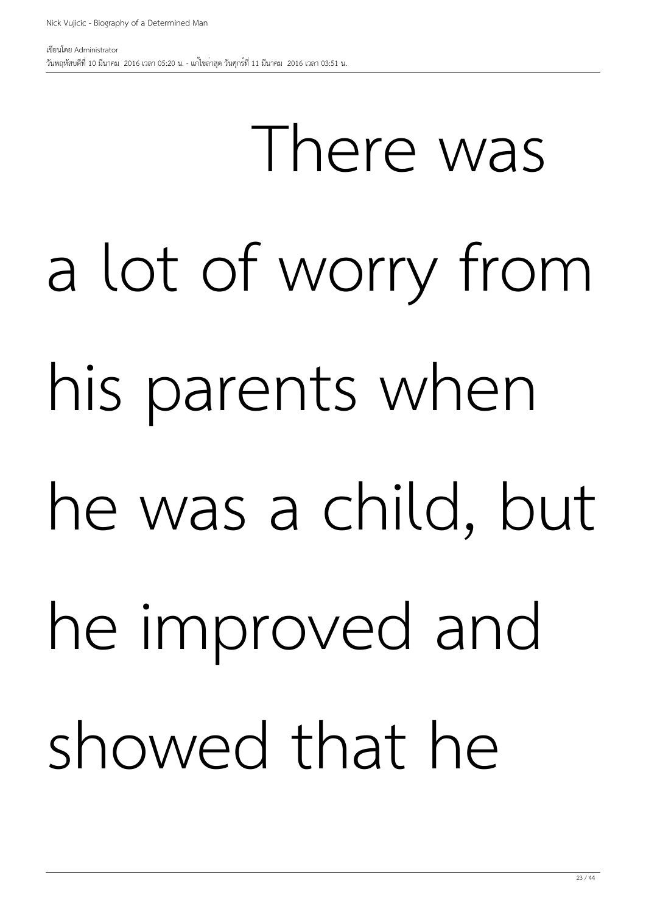There was a lot of worry from his parents when he was a child, but he improved and showed that he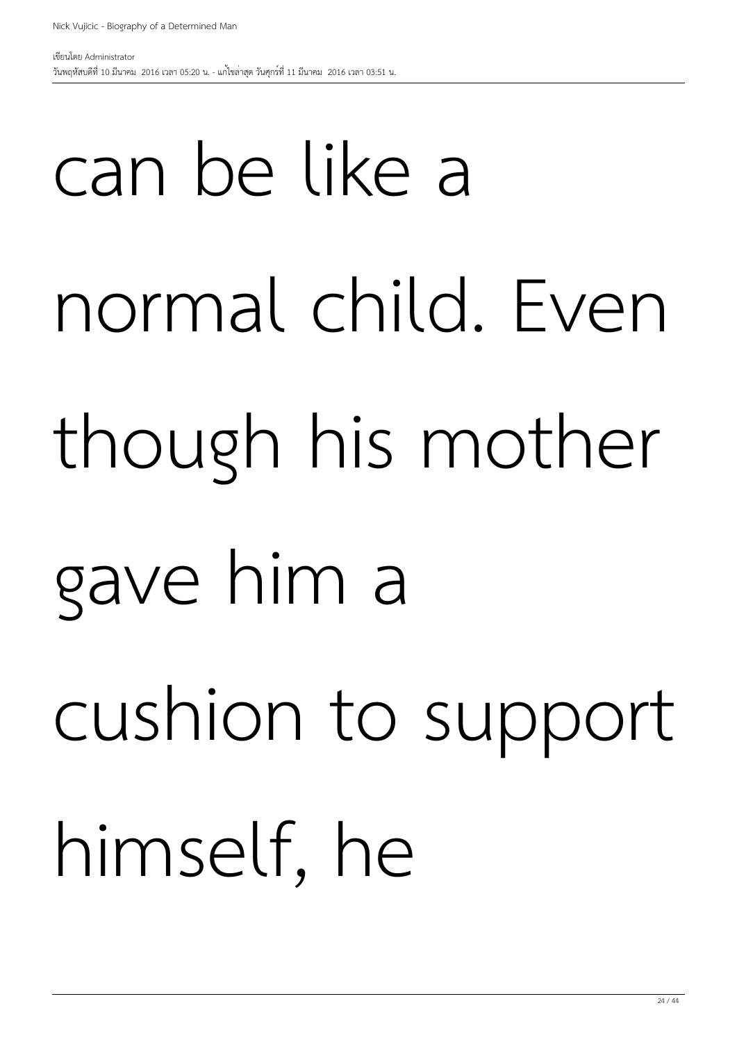can be like a normal child. Even though his mother gave him a cushion to support himself, he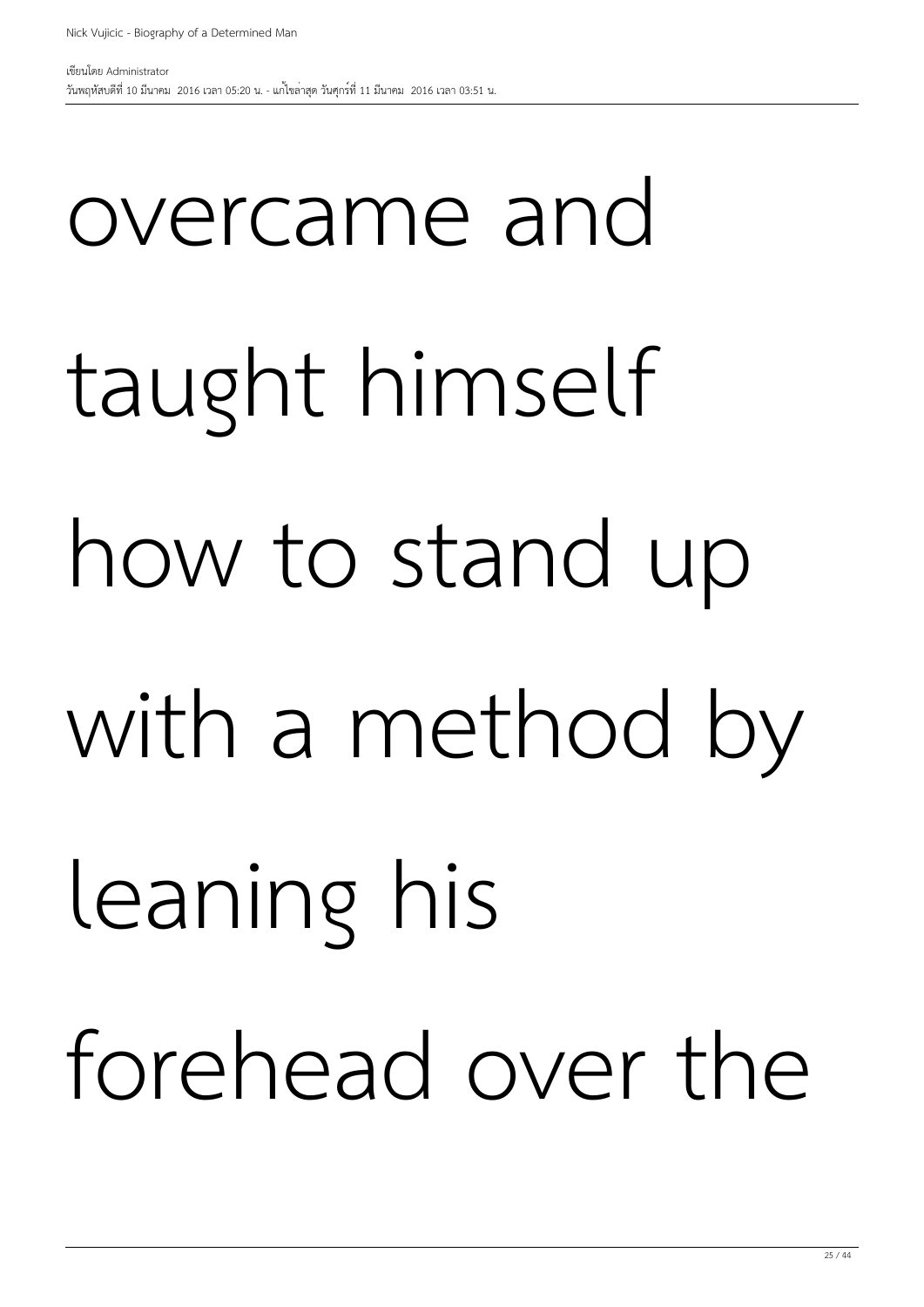overcame and taught himself how to stand up with a method by leaning his forehead over the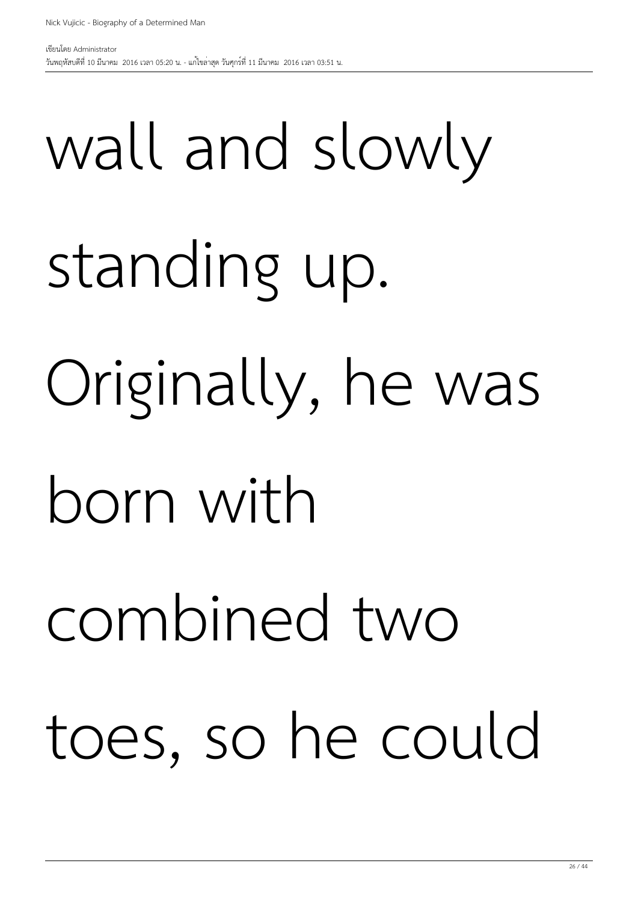wall and slowly standing up. Originally, he was born with combined two toes, so he could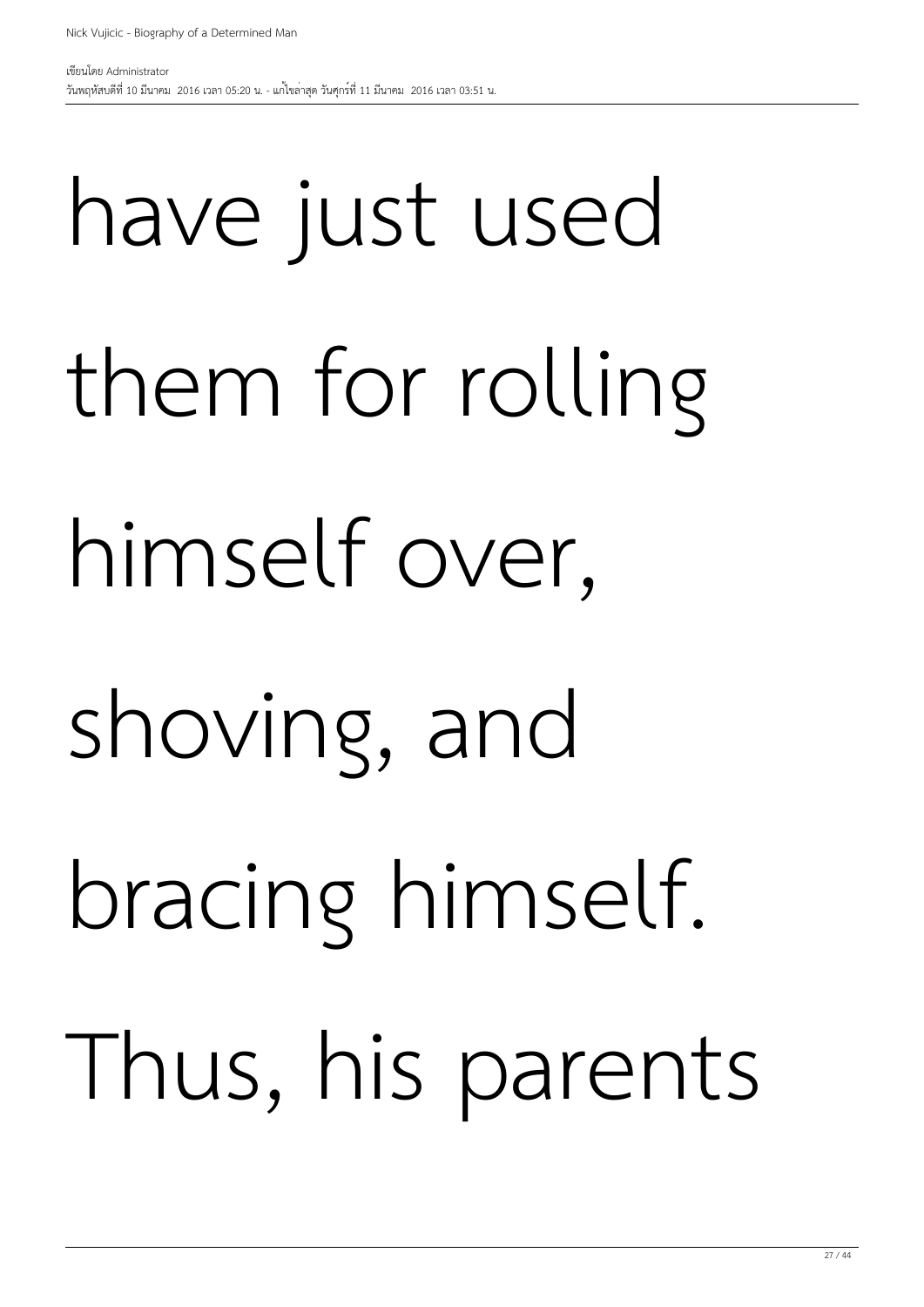have just used them for rolling himself over, shoving, and bracing himself. Thus, his parents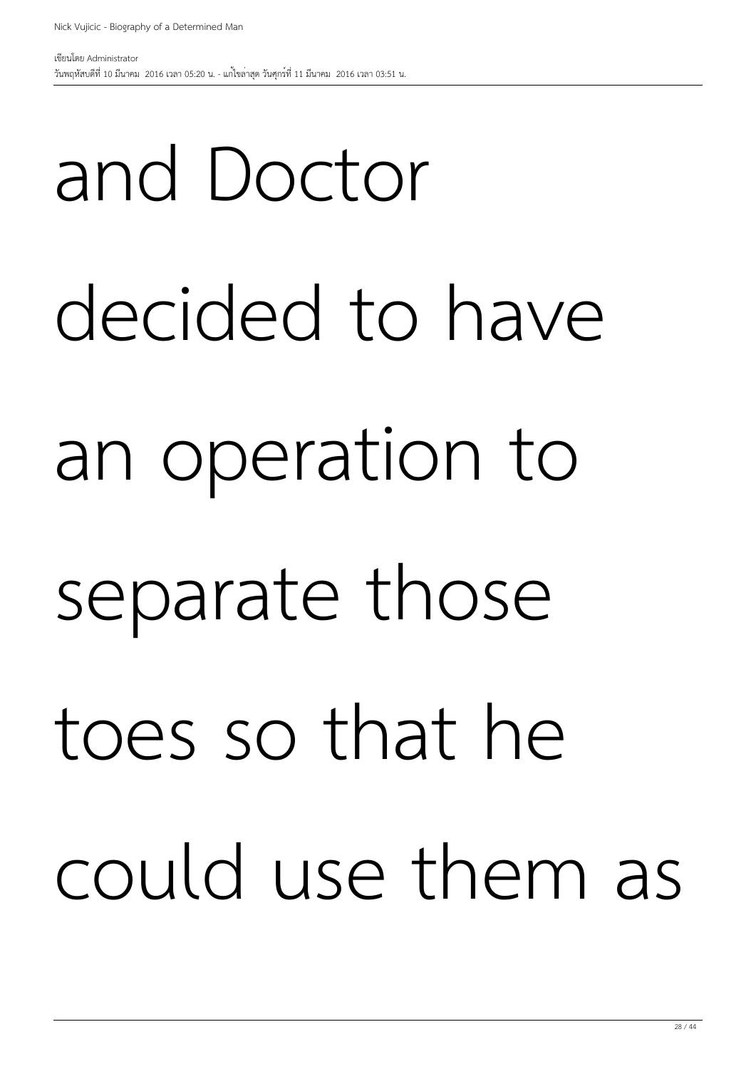and Doctor decided to have an operation to separate those toes so that he could use them as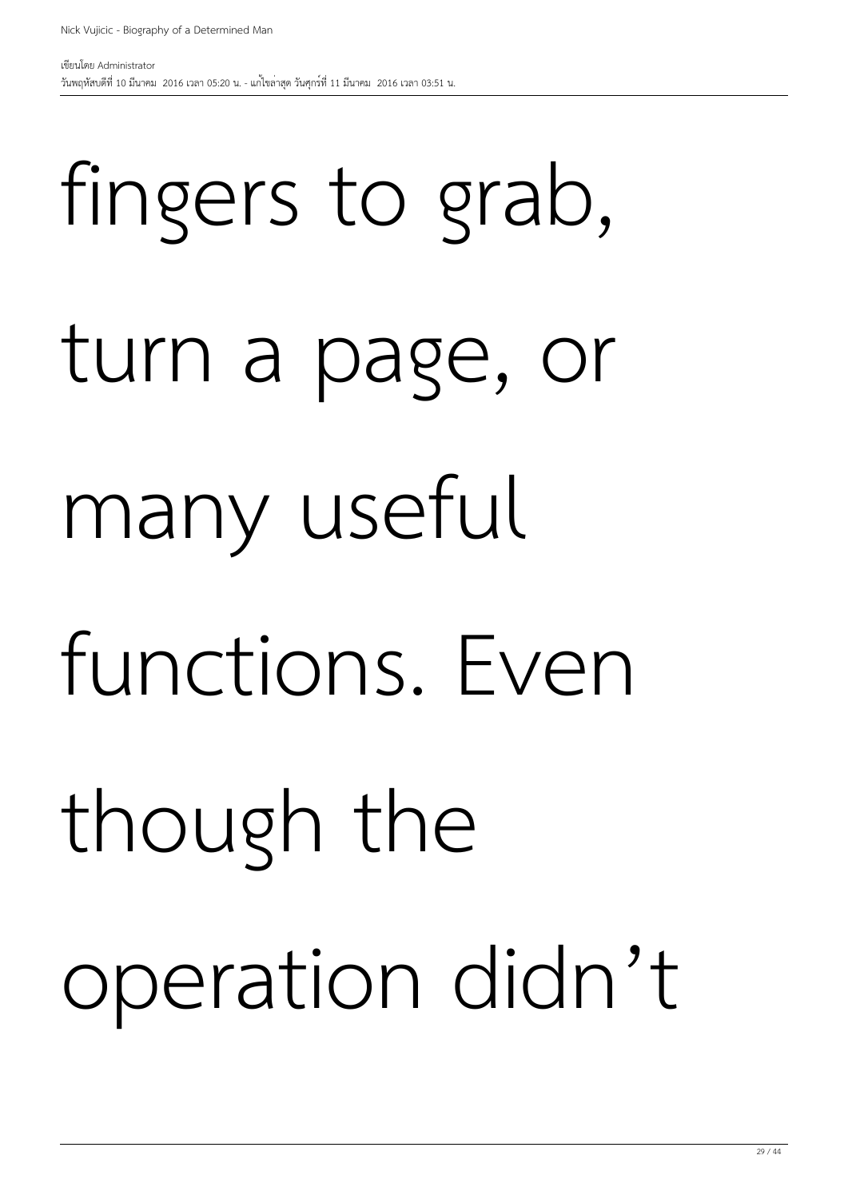fingers to grab, turn a page, or many useful functions. Even though the operation didn’t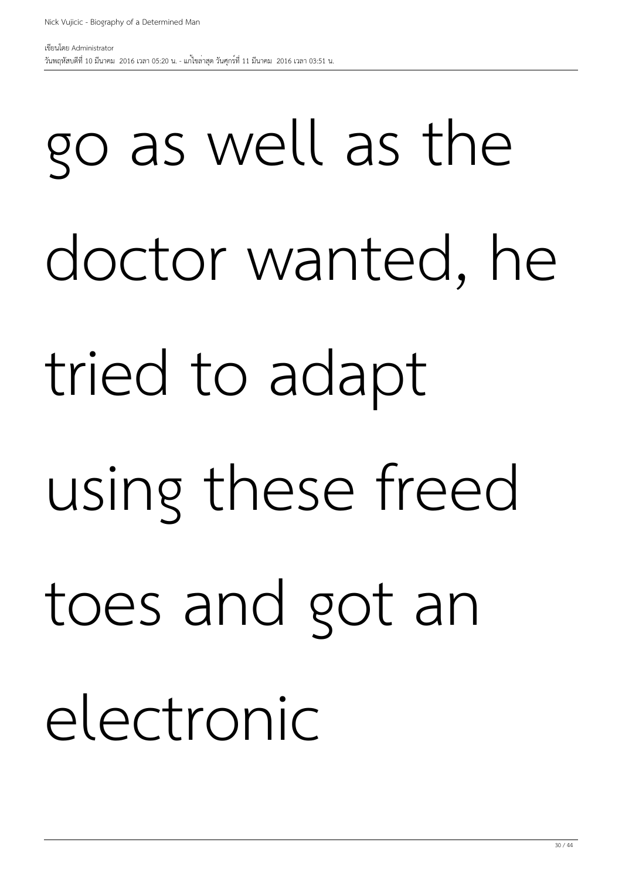go as well as the doctor wanted, he tried to adapt using these freed toes and got an electronic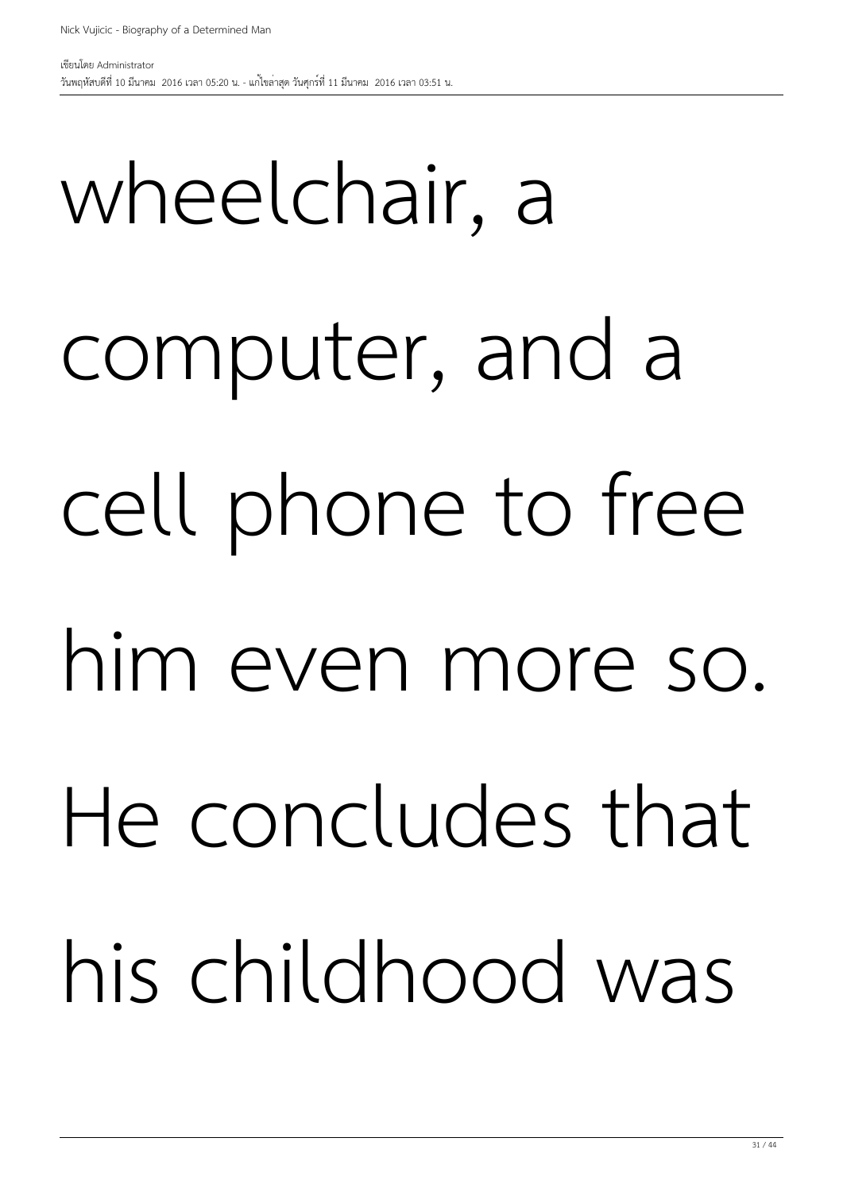wheelchair, a computer, and a cell phone to free him even more so. He concludes that his childhood was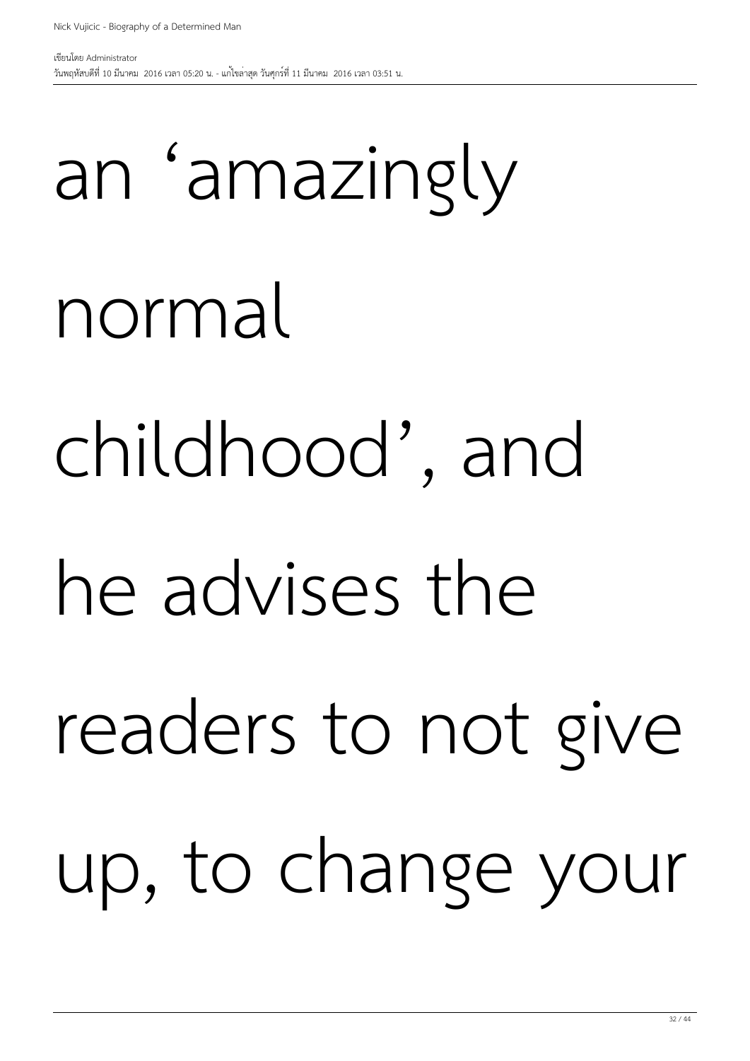an ‘amazingly normal childhood’, and he advises the readers to not give up, to change your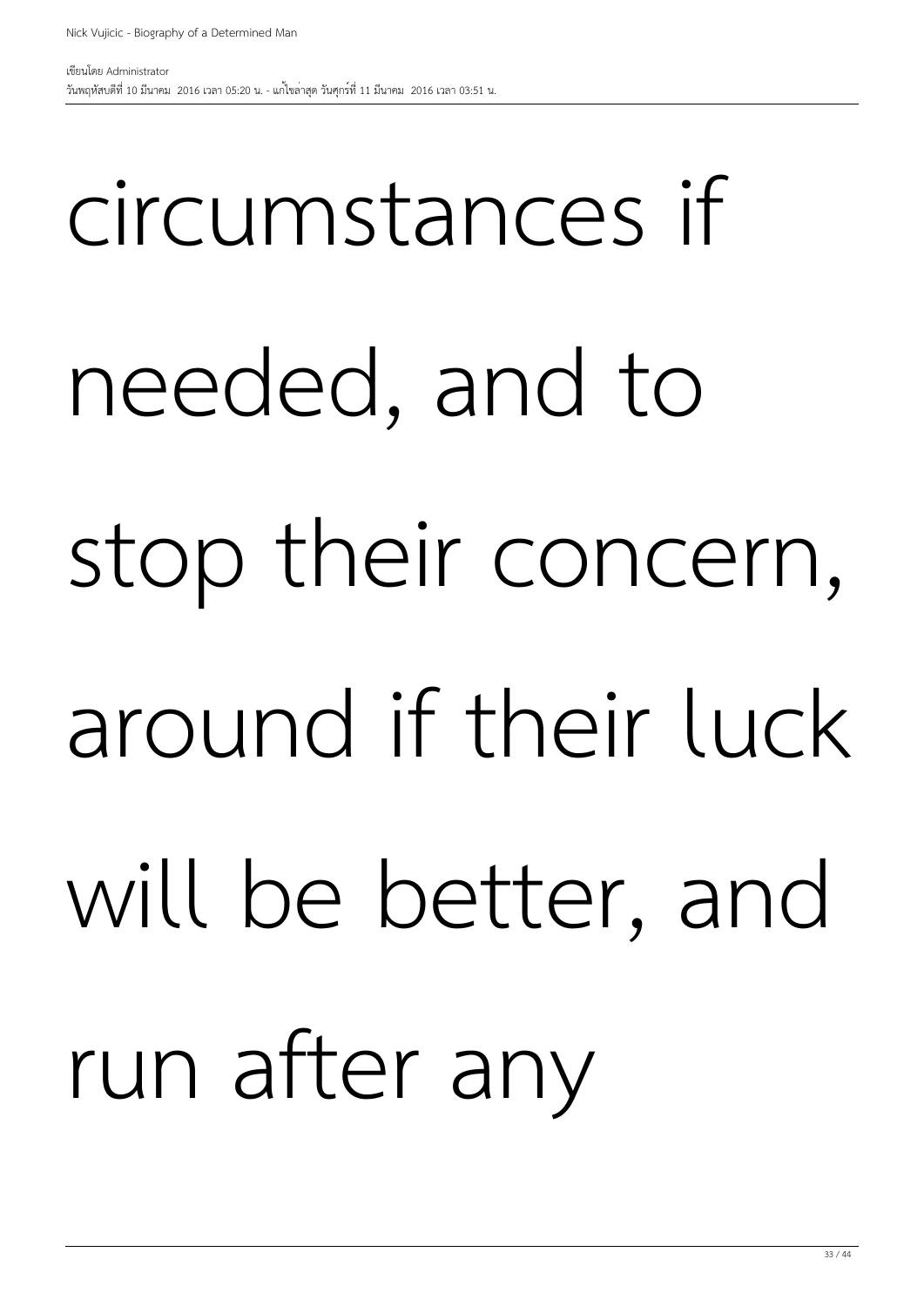circumstances if needed, and to stop their concern, around if their luck will be better, and run after any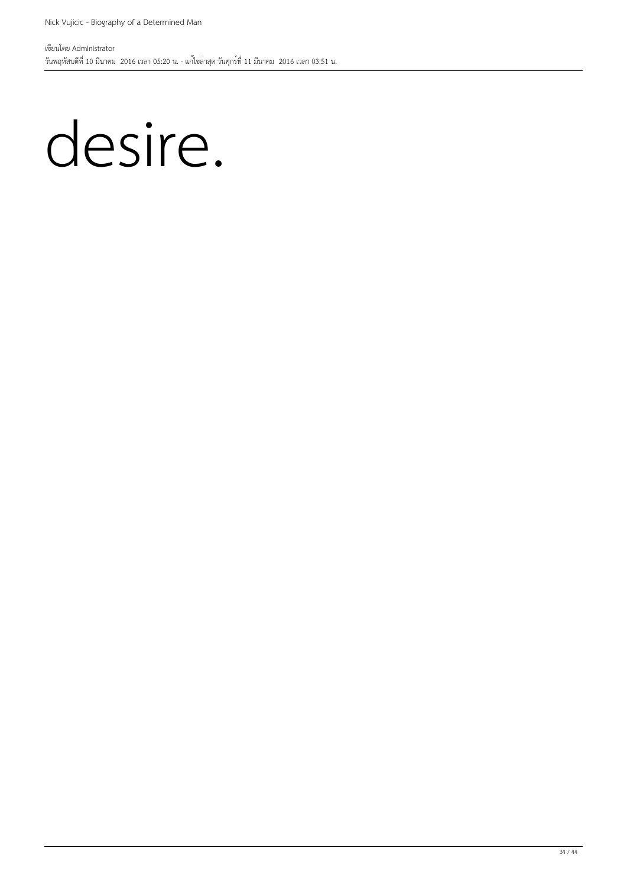desire.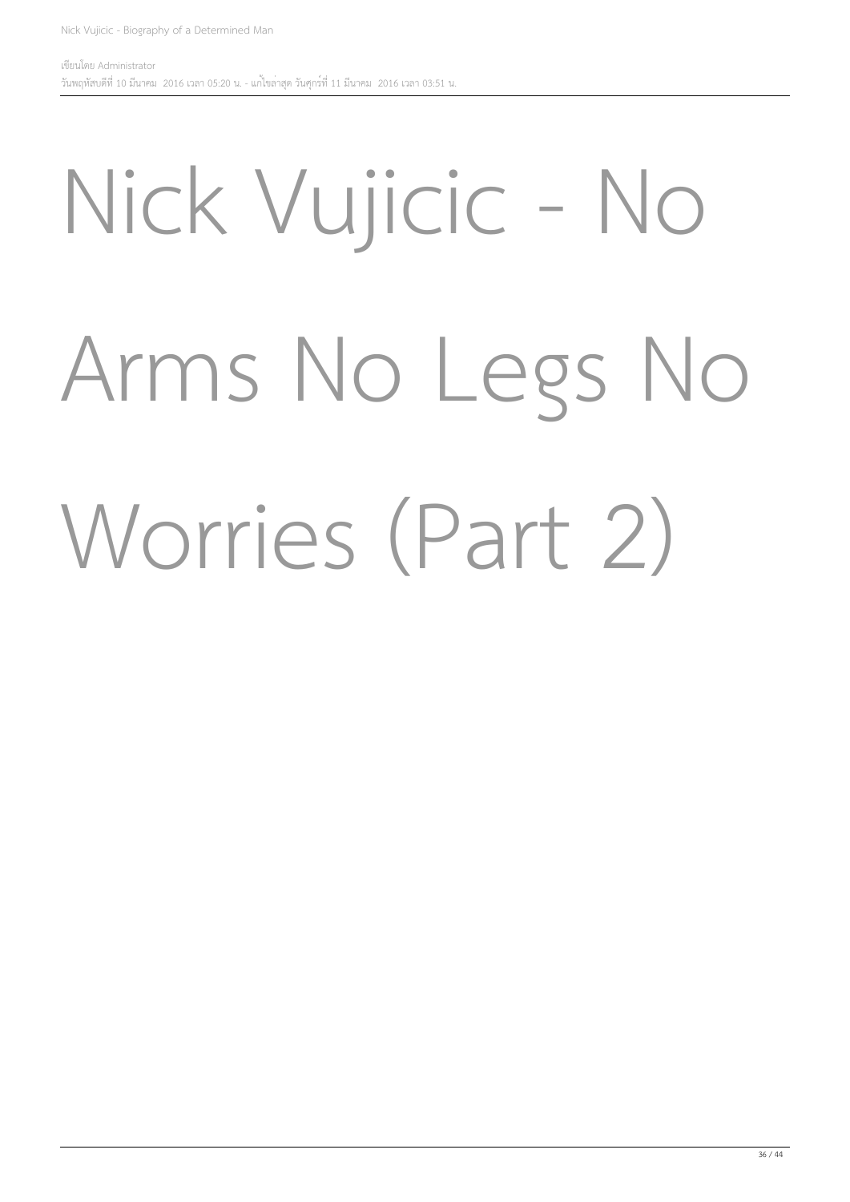# Nick Vujicic - No Arms No Legs No Worries (Part 2)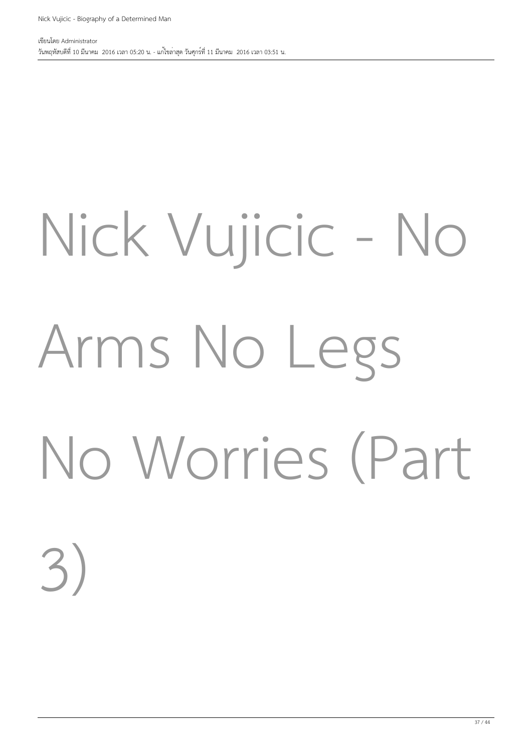# Nick Vujicic - No Arms No Legs No Worries (Part 3)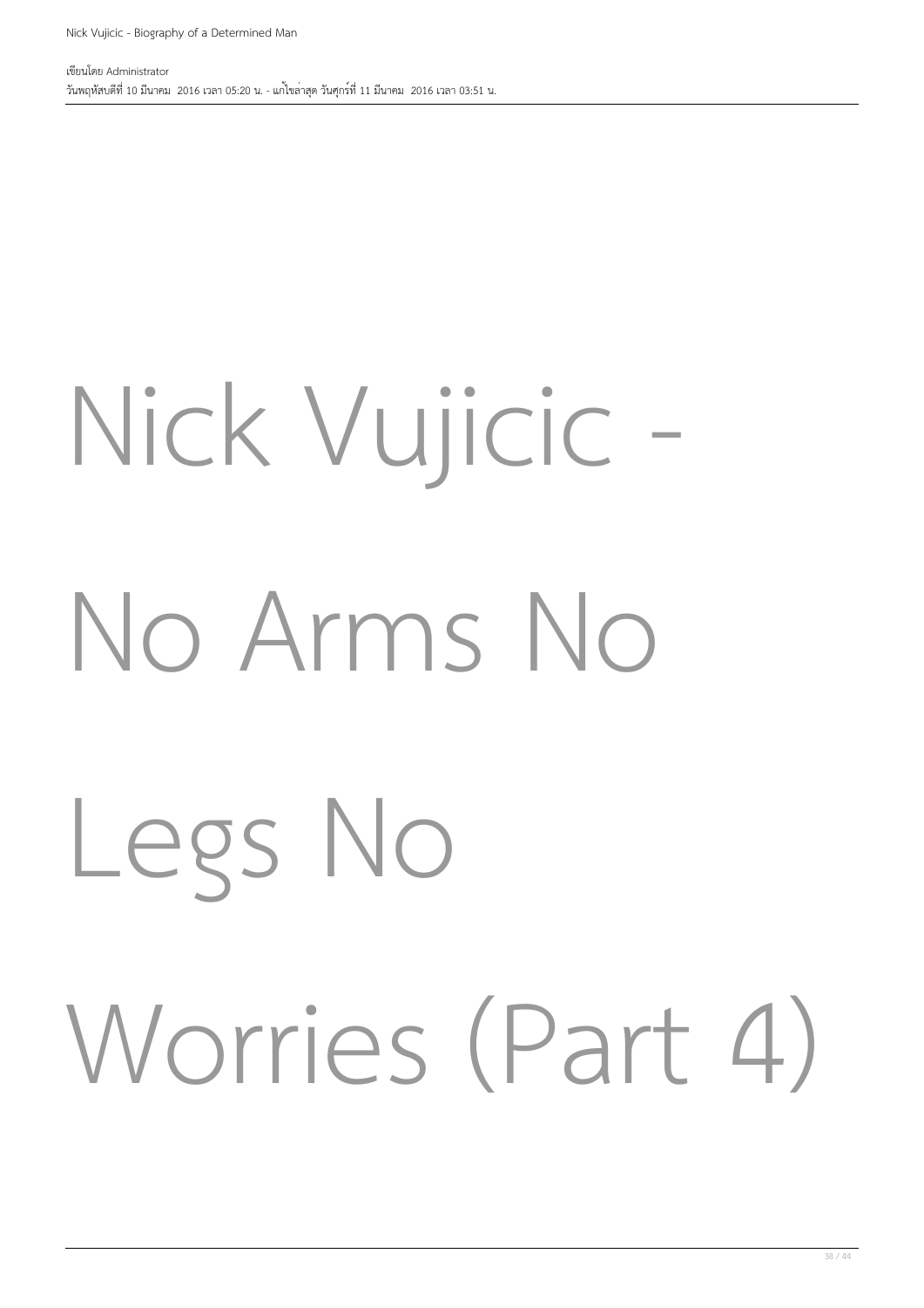# Nick Vujicic - No Arms No Legs No Worries (Part 4)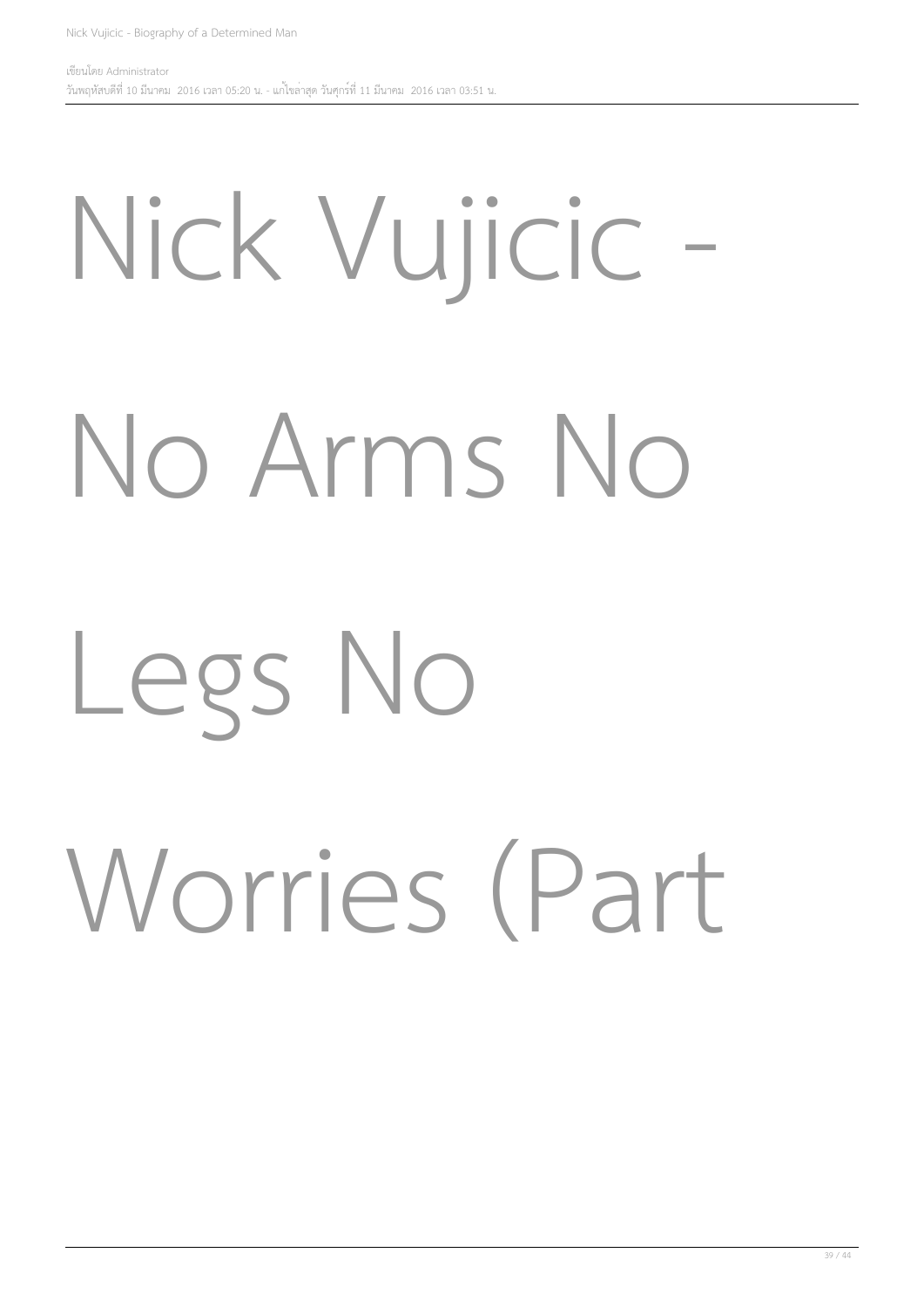# Nick Vujicic - No Arms No Legs No Worries (Part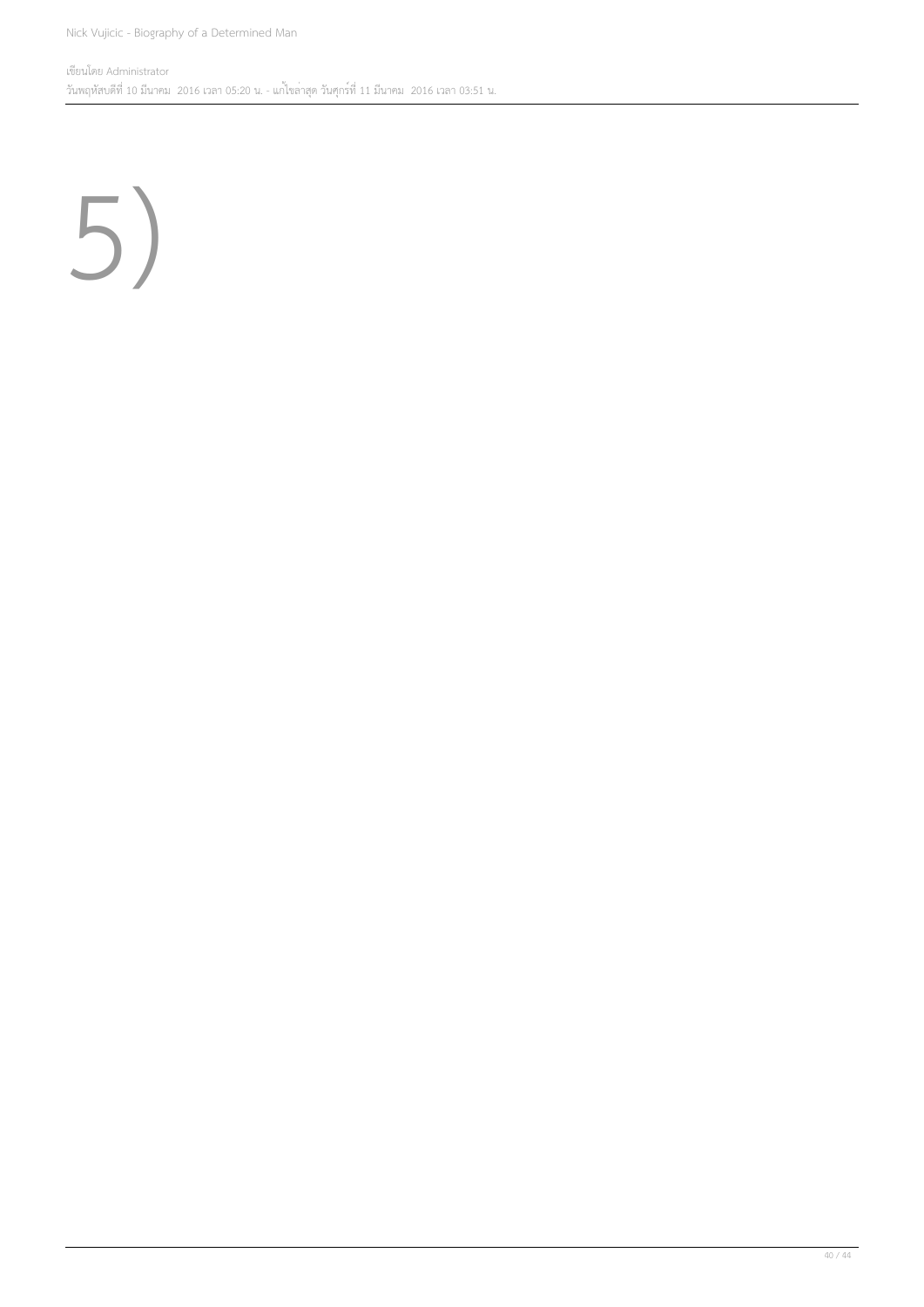5)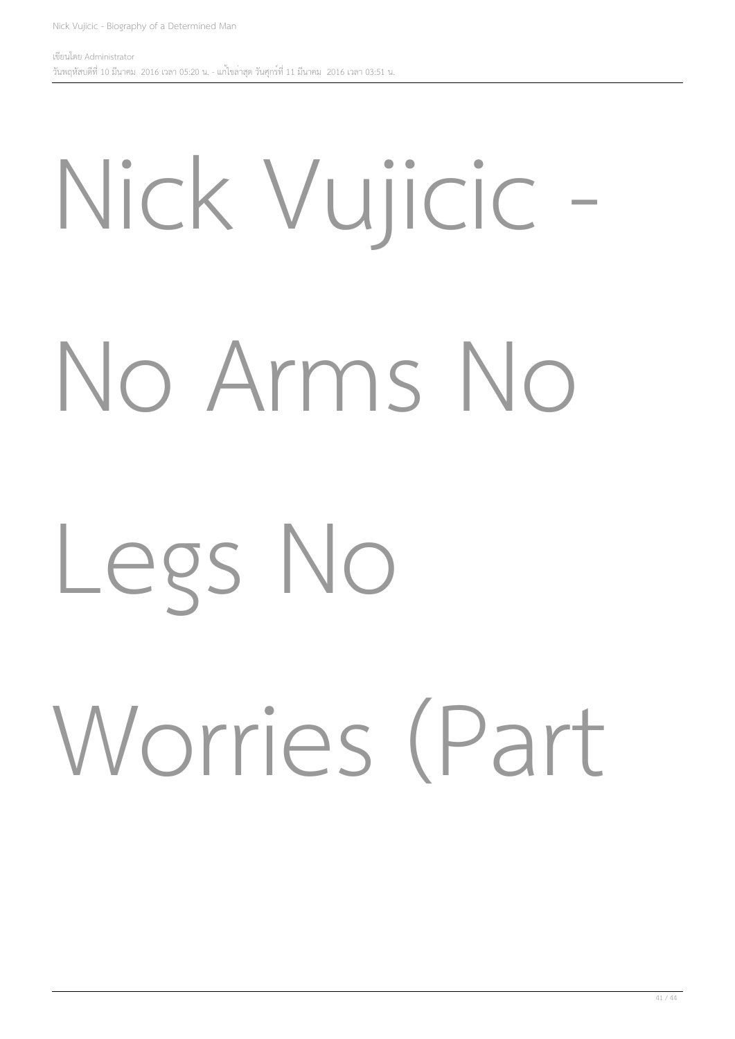# Nick Vujicic - No Arms No Legs No Worries (Part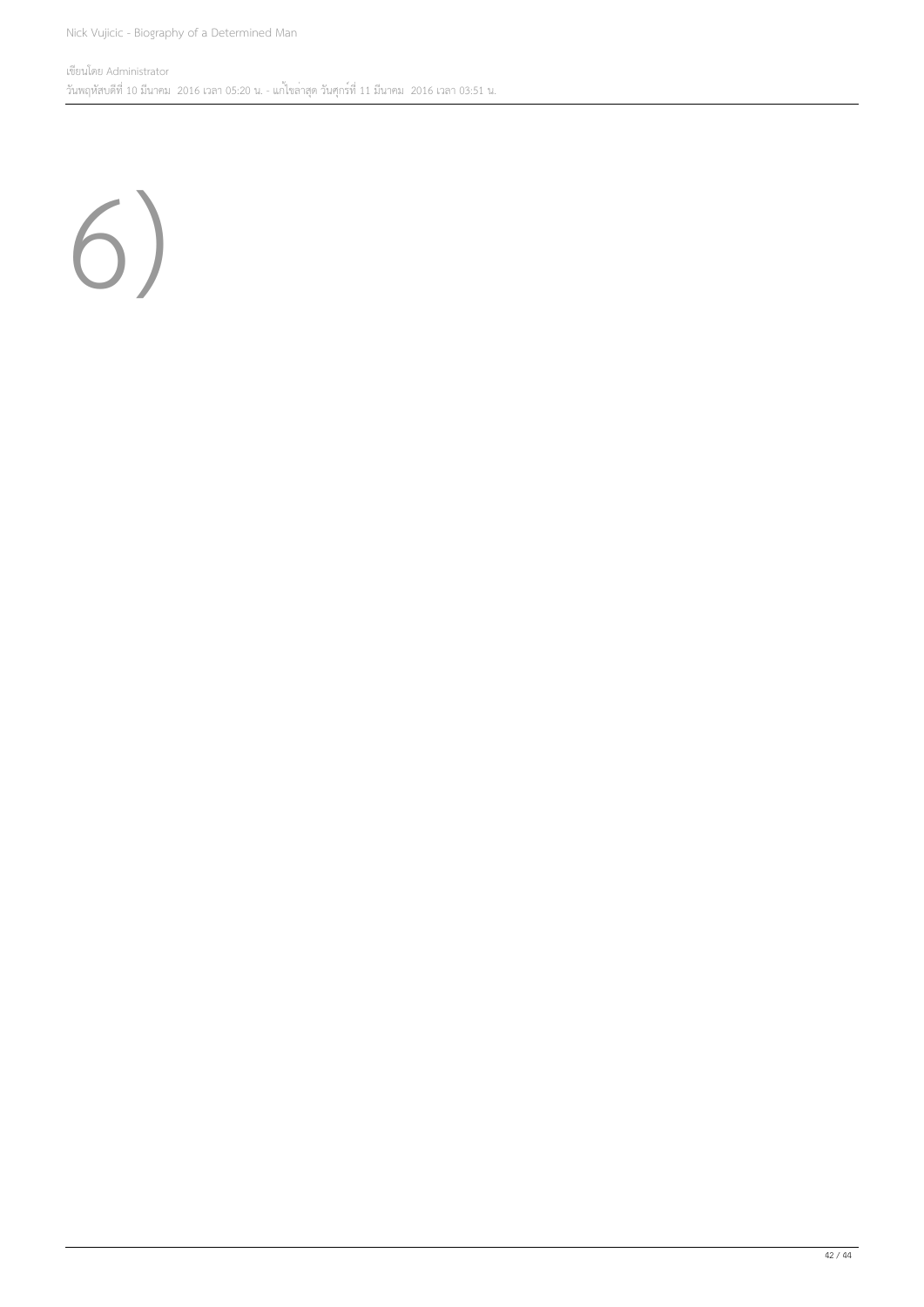6)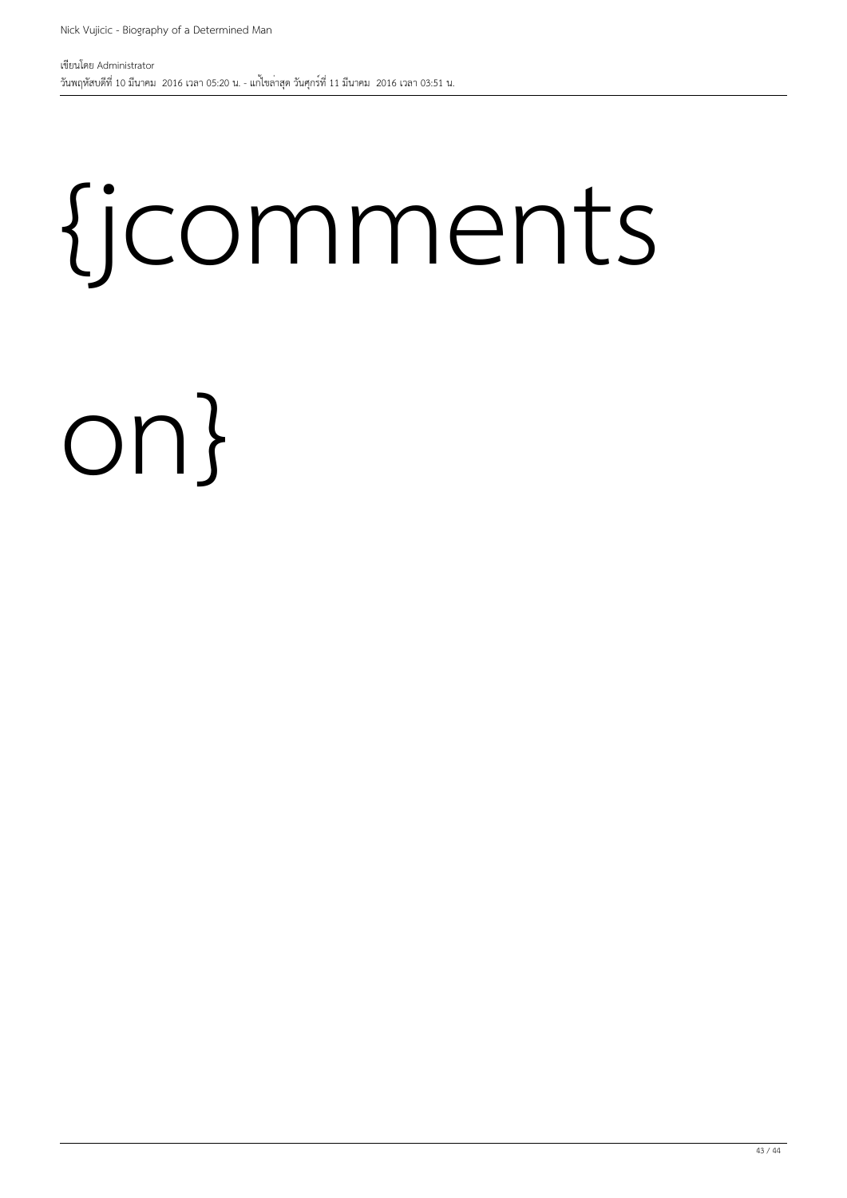{jcomments on}